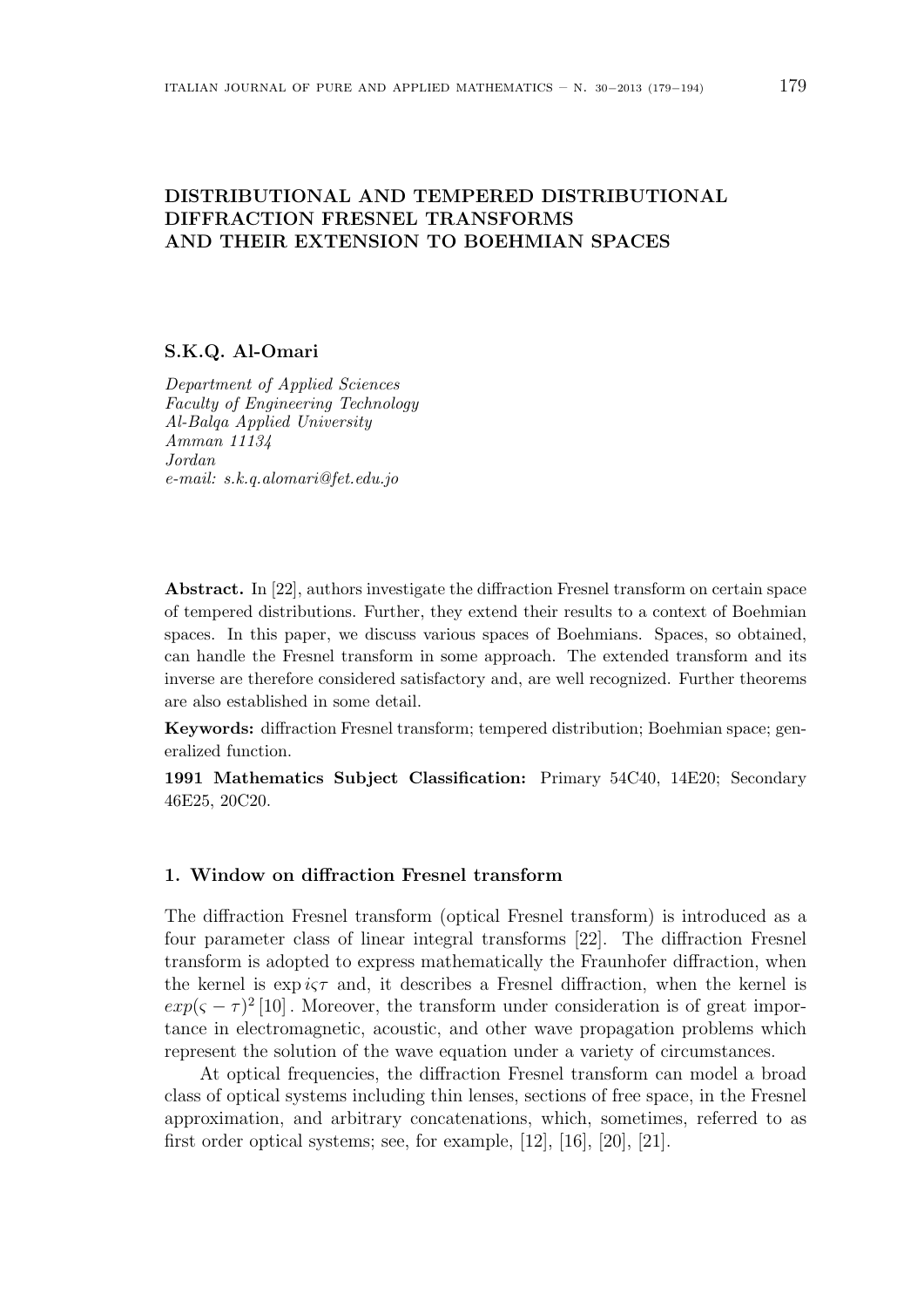# DISTRIBUTIONAL AND TEMPERED DISTRIBUTIONAL DIFFRACTION FRESNEL TRANSFORMS AND THEIR EXTENSION TO BOEHMIAN SPACES

**S.K.Q. Al-Omari**

*Department of Applied Sciences*
*Faculty of Engineering Technology*
*Al-Balqa Applied University*
*Amman 11134*
*Jordan*
*e-mail: s.k.q.alomari@fet.edu.jo*

**Abstract.** In [22], authors investigate the diffraction Fresnel transform on certain space of tempered distributions. Further, they extend their results to a context of Boehmian spaces. In this paper, we discuss various spaces of Boehmians. Spaces, so obtained, can handle the Fresnel transform in some approach. The extended transform and its inverse are therefore considered satisfactory and, are well recognized. Further theorems are also established in some detail.

**Keywords:** diffraction Fresnel transform; tempered distribution; Boehmian space; generalized function.

**1991 Mathematics Subject Classification:** Primary 54C40, 14E20; Secondary 46E25, 20C20.

## 1. Window on diffraction Fresnel transform

The diffraction Fresnel transform (optical Fresnel transform) is introduced as a four parameter class of linear integral transforms [22]. The diffraction Fresnel transform is adopted to express mathematically the Fraunhofer diffraction, when the kernel is $\exp i\varsigma\tau$ and, it describes a Fresnel diffraction, when the kernel is $exp(\varsigma - \tau)^2$ [10]. Moreover, the transform under consideration is of great importance in electromagnetic, acoustic, and other wave propagation problems which represent the solution of the wave equation under a variety of circumstances.

At optical frequencies, the diffraction Fresnel transform can model a broad class of optical systems including thin lenses, sections of free space, in the Fresnel approximation, and arbitrary concatenations, which, sometimes, referred to as first order optical systems; see, for example, [12], [16], [20], [21].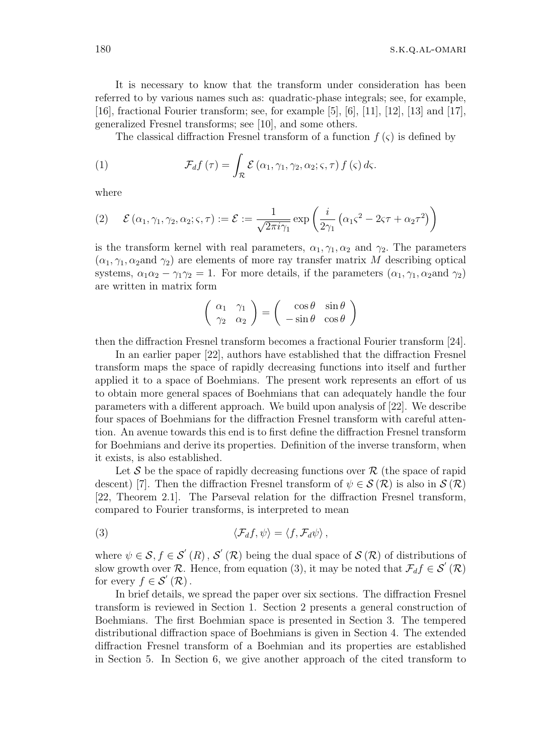It is necessary to know that the transform under consideration has been referred to by various names such as: quadratic-phase integrals; see, for example, [16], fractional Fourier transform; see, for example [5], [6], [11], [12], [13] and [17], generalized Fresnel transforms; see [10], and some others.

The classical diffraction Fresnel transform of a function $f(\varsigma)$ is defined by

$$\mathcal{F}_d f(\tau) = \int_{\mathcal{R}} \mathcal{E}(\alpha_1, \gamma_1, \gamma_2, \alpha_2; \varsigma, \tau) f(\varsigma) d\varsigma. \tag{1}$$

where

$$\mathcal{E}(\alpha_1, \gamma_1, \gamma_2, \alpha_2; \varsigma, \tau) := \mathcal{E} := \frac{1}{\sqrt{2\pi i \gamma_1}} \exp\left(\frac{i}{2\gamma_1}\left(\alpha_1 \varsigma^2 - 2\varsigma\tau + \alpha_2 \tau^2\right)\right) \tag{2}$$

is the transform kernel with real parameters, $\alpha_1, \gamma_1, \alpha_2$ and $\gamma_2$. The parameters $(\alpha_1, \gamma_1, \alpha_2$and $\gamma_2)$ are elements of more ray transfer matrix $M$ describing optical systems, $\alpha_1\alpha_2 - \gamma_1\gamma_2 = 1$. For more details, if the parameters $(\alpha_1, \gamma_1, \alpha_2$and $\gamma_2)$ are written in matrix form

$$\begin{pmatrix} \alpha_1 & \gamma_1 \\ \gamma_2 & \alpha_2 \end{pmatrix} = \begin{pmatrix} \cos\theta & \sin\theta \\ -\sin\theta & \cos\theta \end{pmatrix}$$

then the diffraction Fresnel transform becomes a fractional Fourier transform [24].

In an earlier paper [22], authors have established that the diffraction Fresnel transform maps the space of rapidly decreasing functions into itself and further applied it to a space of Boehmians. The present work represents an effort of us to obtain more general spaces of Boehmians that can adequately handle the four parameters with a different approach. We build upon analysis of [22]. We describe four spaces of Boehmians for the diffraction Fresnel transform with careful attention. An avenue towards this end is to first define the diffraction Fresnel transform for Boehmians and derive its properties. Definition of the inverse transform, when it exists, is also established.

Let $\mathcal{S}$ be the space of rapidly decreasing functions over $\mathcal{R}$ (the space of rapid descent) [7]. Then the diffraction Fresnel transform of $\psi \in \mathcal{S}(\mathcal{R})$ is also in $\mathcal{S}(\mathcal{R})$ [22, Theorem 2.1]. The Parseval relation for the diffraction Fresnel transform, compared to Fourier transforms, is interpreted to mean

$$\langle \mathcal{F}_d f, \psi \rangle = \langle f, \mathcal{F}_d \psi \rangle, \tag{3}$$

where $\psi \in \mathcal{S}, f \in \mathcal{S}'(R), \mathcal{S}'(\mathcal{R})$ being the dual space of $\mathcal{S}(\mathcal{R})$ of distributions of slow growth over $\mathcal{R}$. Hence, from equation (3), it may be noted that $\mathcal{F}_d f \in \mathcal{S}'(\mathcal{R})$ for every $f \in \mathcal{S}'(\mathcal{R})$.

In brief details, we spread the paper over six sections. The diffraction Fresnel transform is reviewed in Section 1. Section 2 presents a general construction of Boehmians. The first Boehmian space is presented in Section 3. The tempered distributional diffraction space of Boehmians is given in Section 4. The extended diffraction Fresnel transform of a Boehmian and its properties are established in Section 5. In Section 6, we give another approach of the cited transform to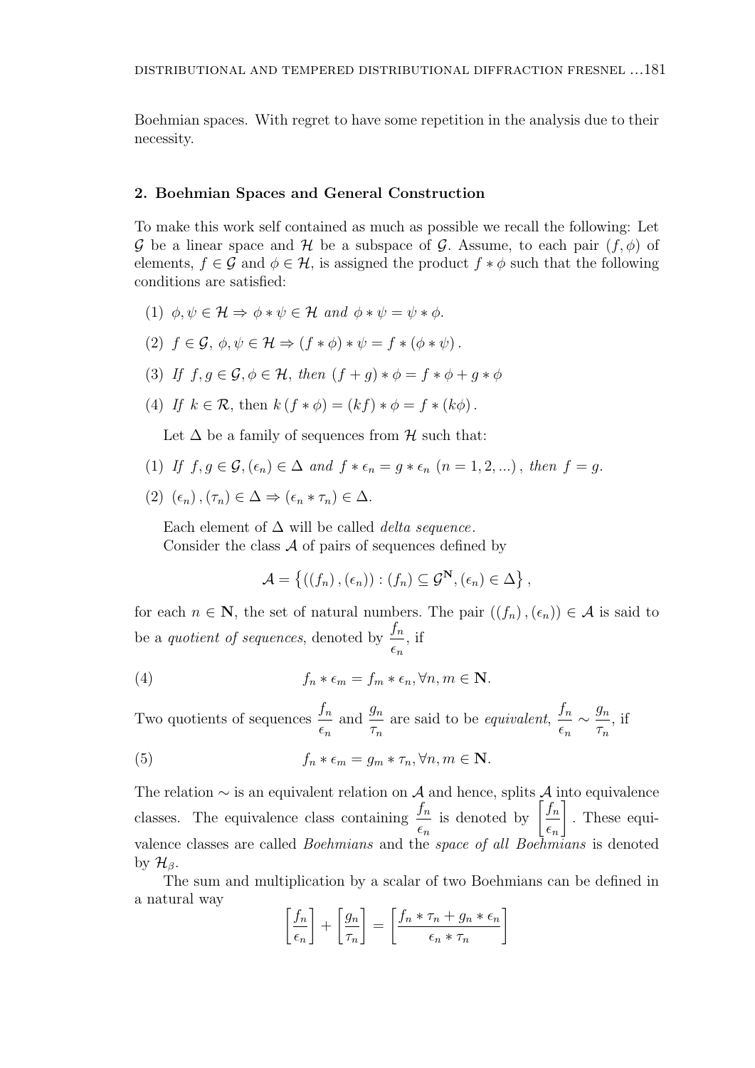Boehmian spaces. With regret to have some repetition in the analysis due to their necessity.

## 2. Boehmian Spaces and General Construction

To make this work self contained as much as possible we recall the following: Let $\mathcal{G}$ be a linear space and $\mathcal{H}$ be a subspace of $\mathcal{G}$. Assume, to each pair $(f, \phi)$ of elements, $f \in \mathcal{G}$ and $\phi \in \mathcal{H}$, is assigned the product $f * \phi$ such that the following conditions are satisfied:

(1) $\phi, \psi \in \mathcal{H} \Rightarrow \phi * \psi \in \mathcal{H}$ *and* $\phi * \psi = \psi * \phi$.

(2) $f \in \mathcal{G},\ \phi, \psi \in \mathcal{H} \Rightarrow (f * \phi) * \psi = f * (\phi * \psi)$.

(3) *If* $f, g \in \mathcal{G}, \phi \in \mathcal{H}$, *then* $(f + g) * \phi = f * \phi + g * \phi$

(4) *If* $k \in \mathcal{R}$, then $k (f * \phi) = (kf) * \phi = f * (k\phi)$.

Let $\Delta$ be a family of sequences from $\mathcal{H}$ such that:

(1) *If* $f, g \in \mathcal{G}, (\epsilon_n) \in \Delta$ *and* $f * \epsilon_n = g * \epsilon_n$ $(n = 1, 2, ...)$, *then* $f = g$.

(2) $(\epsilon_n), (\tau_n) \in \Delta \Rightarrow (\epsilon_n * \tau_n) \in \Delta$.

Each element of $\Delta$ will be called *delta sequence*.
Consider the class $\mathcal{A}$ of pairs of sequences defined by

$$\mathcal{A} = \left\{ ((f_n), (\epsilon_n)) : (f_n) \subseteq \mathcal{G}^{\mathbf{N}}, (\epsilon_n) \in \Delta \right\},$$

for each $n \in \mathbf{N}$, the set of natural numbers. The pair $((f_n), (\epsilon_n)) \in \mathcal{A}$ is said to be a *quotient of sequences*, denoted by $\dfrac{f_n}{\epsilon_n}$, if

$$f_n * \epsilon_m = f_m * \epsilon_n, \forall n, m \in \mathbf{N}. \tag{4}$$

Two quotients of sequences $\dfrac{f_n}{\epsilon_n}$ and $\dfrac{g_n}{\tau_n}$ are said to be *equivalent*, $\dfrac{f_n}{\epsilon_n} \sim \dfrac{g_n}{\tau_n}$, if

$$f_n * \epsilon_m = g_m * \tau_n, \forall n, m \in \mathbf{N}. \tag{5}$$

The relation $\sim$ is an equivalent relation on $\mathcal{A}$ and hence, splits $\mathcal{A}$ into equivalence classes. The equivalence class containing $\dfrac{f_n}{\epsilon_n}$ is denoted by $\left[\dfrac{f_n}{\epsilon_n}\right]$. These equivalence classes are called *Boehmians* and the *space of all Boehmians* is denoted by $\mathcal{H}_\beta$.

The sum and multiplication by a scalar of two Boehmians can be defined in a natural way

$$\left[\frac{f_n}{\epsilon_n}\right] + \left[\frac{g_n}{\tau_n}\right] = \left[\frac{f_n * \tau_n + g_n * \epsilon_n}{\epsilon_n * \tau_n}\right]$$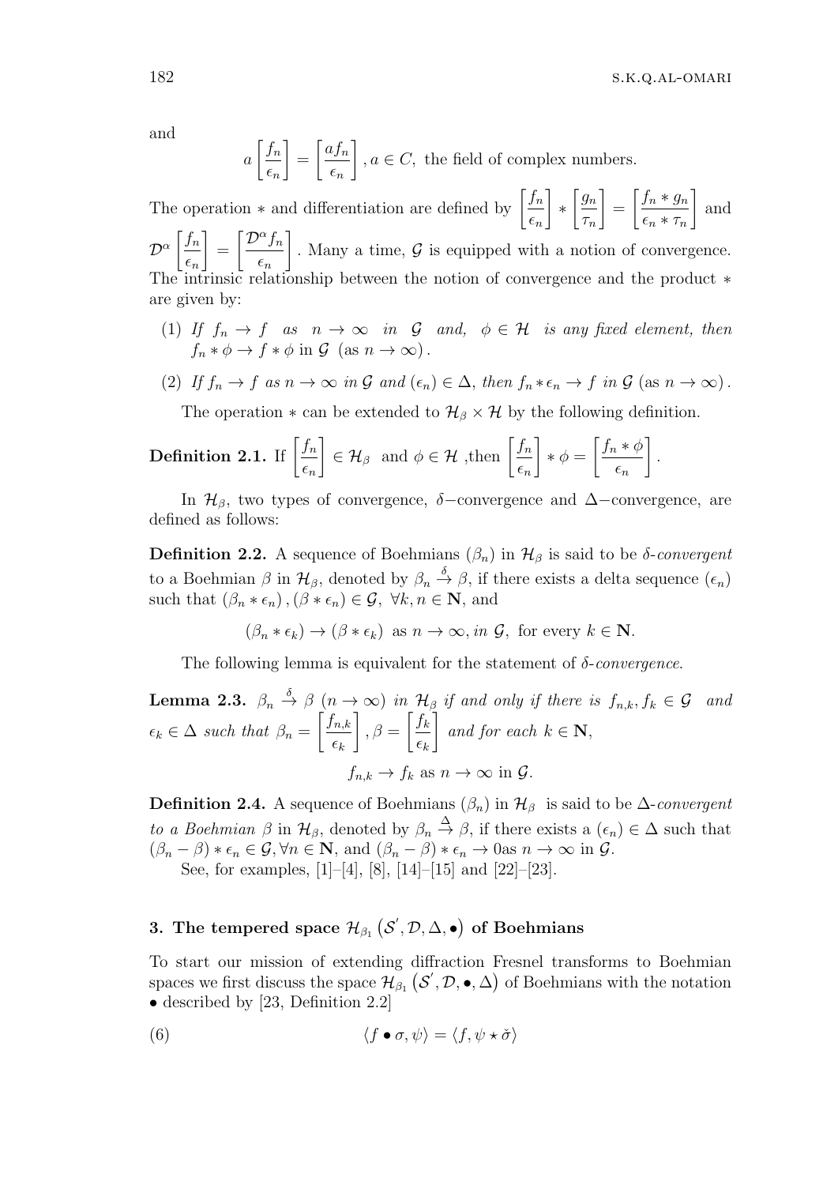and

$$a\left[\frac{f_n}{\epsilon_n}\right]=\left[\frac{af_n}{\epsilon_n}\right], a\in C, \text{ the field of complex numbers.}$$

The operation $*$ and differentiation are defined by $\left[\frac{f_n}{\epsilon_n}\right]*\left[\frac{g_n}{\tau_n}\right]=\left[\frac{f_n*g_n}{\epsilon_n*\tau_n}\right]$ and $\mathcal{D}^\alpha\left[\frac{f_n}{\epsilon_n}\right]=\left[\frac{\mathcal{D}^\alpha f_n}{\epsilon_n}\right]$. Many a time, $\mathcal{G}$ is equipped with a notion of convergence. The intrinsic relationship between the notion of convergence and the product $*$ are given by:

(1) *If* $f_n\to f$ *as* $n\to\infty$ *in* $\mathcal{G}$ *and,* $\phi\in\mathcal{H}$ *is any fixed element, then* $f_n*\phi\to f*\phi$ in $\mathcal{G}$ (as $n\to\infty$).

(2) *If* $f_n\to f$ *as* $n\to\infty$ *in* $\mathcal{G}$ *and* $(\epsilon_n)\in\Delta$, *then* $f_n*\epsilon_n\to f$ *in* $\mathcal{G}$ (as $n\to\infty$).

The operation $*$ can be extended to $\mathcal{H}_\beta\times\mathcal{H}$ by the following definition.

**Definition 2.1.** If $\left[\frac{f_n}{\epsilon_n}\right]\in\mathcal{H}_\beta$ and $\phi\in\mathcal{H}$ ,then $\left[\frac{f_n}{\epsilon_n}\right]*\phi=\left[\frac{f_n*\phi}{\epsilon_n}\right]$.

In $\mathcal{H}_\beta$, two types of convergence, $\delta-$convergence and $\Delta-$convergence, are defined as follows:

**Definition 2.2.** A sequence of Boehmians $(\beta_n)$ in $\mathcal{H}_\beta$ is said to be *δ-convergent* to a Boehmian $\beta$ in $\mathcal{H}_\beta$, denoted by $\beta_n\xrightarrow{\delta}\beta$, if there exists a delta sequence $(\epsilon_n)$ such that $(\beta_n*\epsilon_n),(\beta*\epsilon_n)\in\mathcal{G},\ \forall k,n\in\mathbf{N}$, and

$$(\beta_n*\epsilon_k)\to(\beta*\epsilon_k) \text{ as } n\to\infty, \textit{in } \mathcal{G}, \text{ for every } k\in\mathbf{N}.$$

The following lemma is equivalent for the statement of *δ-convergence*.

**Lemma 2.3.** *$\beta_n\xrightarrow{\delta}\beta$ $(n\to\infty)$ in $\mathcal{H}_\beta$ if and only if there is $f_{n,k},f_k\in\mathcal{G}$ and $\epsilon_k\in\Delta$ such that $\beta_n=\left[\frac{f_{n,k}}{\epsilon_k}\right],\beta=\left[\frac{f_k}{\epsilon_k}\right]$ and for each $k\in\mathbf{N}$,*

$$f_{n,k}\to f_k \text{ as } n\to\infty \text{ in } \mathcal{G}.$$

**Definition 2.4.** A sequence of Boehmians $(\beta_n)$ in $\mathcal{H}_\beta$ is said to be *Δ-convergent to a Boehmian* $\beta$ in $\mathcal{H}_\beta$, denoted by $\beta_n\xrightarrow{\Delta}\beta$, if there exists a $(\epsilon_n)\in\Delta$ such that $(\beta_n-\beta)*\epsilon_n\in\mathcal{G},\forall n\in\mathbf{N}$, and $(\beta_n-\beta)*\epsilon_n\to 0$as $n\to\infty$ in $\mathcal{G}$.

See, for examples, [1]–[4], [8], [14]–[15] and [22]–[23].

## 3. The tempered space $\mathcal{H}_{\beta_1}(\mathcal{S}',\mathcal{D},\Delta,\bullet)$ of Boehmians

To start our mission of extending diffraction Fresnel transforms to Boehmian spaces we first discuss the space $\mathcal{H}_{\beta_1}(\mathcal{S}',\mathcal{D},\bullet,\Delta)$ of Boehmians with the notation $\bullet$ described by [23, Definition 2.2]

$$\langle f\bullet\sigma,\psi\rangle=\langle f,\psi\star\check{\sigma}\rangle \tag{6}$$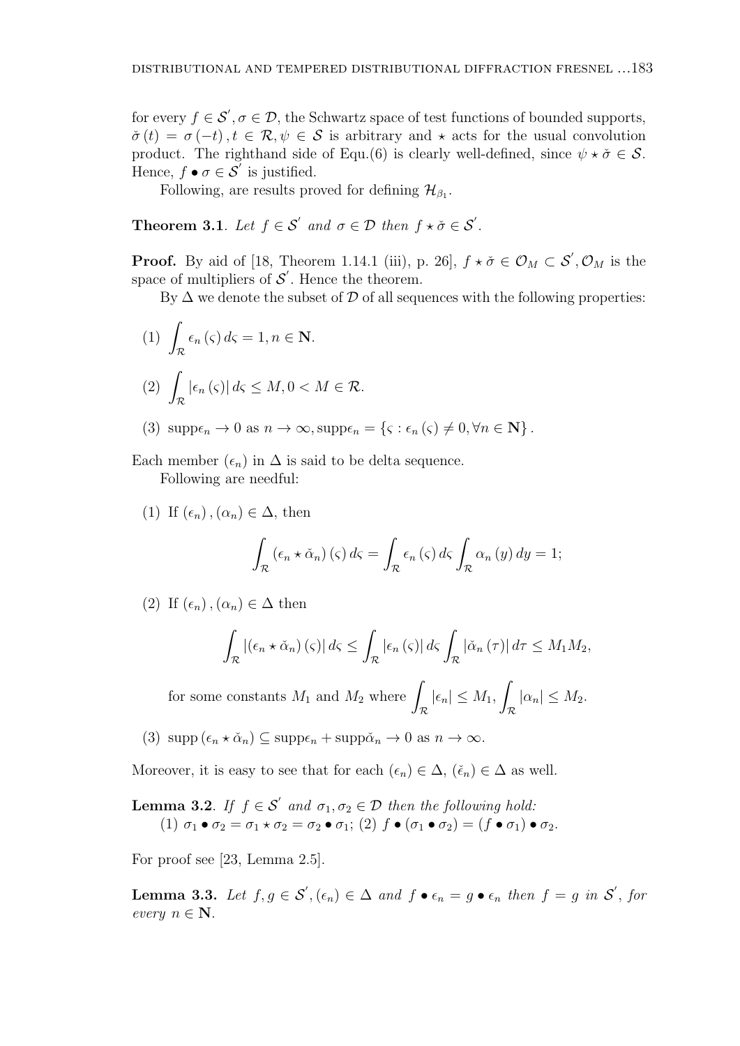for every $f \in \mathcal{S}'$, $\sigma \in \mathcal{D}$, the Schwartz space of test functions of bounded supports, $\check{\sigma}(t) = \sigma(-t)$, $t \in \mathcal{R}$, $\psi \in \mathcal{S}$ is arbitrary and $\star$ acts for the usual convolution product. The righthand side of Equ.(6) is clearly well-defined, since $\psi \star \check{\sigma} \in \mathcal{S}$. Hence, $f \bullet \sigma \in \mathcal{S}'$ is justified.

Following, are results proved for defining $\mathcal{H}_{\beta_1}$.

**Theorem 3.1**. *Let $f \in \mathcal{S}'$ and $\sigma \in \mathcal{D}$ then $f \star \check{\sigma} \in \mathcal{S}'$.*

**Proof.** By aid of [18, Theorem 1.14.1 (iii), p. 26], $f \star \check{\sigma} \in \mathcal{O}_M \subset \mathcal{S}'$, $\mathcal{O}_M$ is the space of multipliers of $\mathcal{S}'$. Hence the theorem.

By $\Delta$ we denote the subset of $\mathcal{D}$ of all sequences with the following properties:

(1) $\displaystyle\int_{\mathcal{R}} \epsilon_n(\varsigma)\, d\varsigma = 1, n \in \mathbf{N}$.

(2) $\displaystyle\int_{\mathcal{R}} |\epsilon_n(\varsigma)|\, d\varsigma \leq M, 0 < M \in \mathcal{R}$.

(3) $\operatorname{supp}\epsilon_n \to 0$ as $n \to \infty$, $\operatorname{supp}\epsilon_n = \{\varsigma : \epsilon_n(\varsigma) \neq 0, \forall n \in \mathbf{N}\}$.

Each member $(\epsilon_n)$ in $\Delta$ is said to be delta sequence.

Following are needful:

(1) If $(\epsilon_n), (\alpha_n) \in \Delta$, then

$$\int_{\mathcal{R}} (\epsilon_n \star \check{\alpha}_n)(\varsigma)\, d\varsigma = \int_{\mathcal{R}} \epsilon_n(\varsigma)\, d\varsigma \int_{\mathcal{R}} \alpha_n(y)\, dy = 1;$$

(2) If $(\epsilon_n), (\alpha_n) \in \Delta$ then

$$\int_{\mathcal{R}} |(\epsilon_n \star \check{\alpha}_n)(\varsigma)|\, d\varsigma \leq \int_{\mathcal{R}} |\epsilon_n(\varsigma)|\, d\varsigma \int_{\mathcal{R}} |\check{\alpha}_n(\tau)|\, d\tau \leq M_1 M_2,$$

for some constants $M_1$ and $M_2$ where $\displaystyle\int_{\mathcal{R}} |\epsilon_n| \leq M_1, \int_{\mathcal{R}} |\alpha_n| \leq M_2$.

(3) $\operatorname{supp}(\epsilon_n \star \check{\alpha}_n) \subseteq \operatorname{supp}\epsilon_n + \operatorname{supp}\check{\alpha}_n \to 0$ as $n \to \infty$.

Moreover, it is easy to see that for each $(\epsilon_n) \in \Delta$, $(\check{\epsilon}_n) \in \Delta$ as well.

**Lemma 3.2**. *If $f \in \mathcal{S}'$ and $\sigma_1, \sigma_2 \in \mathcal{D}$ then the following hold:*
(1) $\sigma_1 \bullet \sigma_2 = \sigma_1 \star \sigma_2 = \sigma_2 \bullet \sigma_1$; (2) $f \bullet (\sigma_1 \bullet \sigma_2) = (f \bullet \sigma_1) \bullet \sigma_2$.

For proof see [23, Lemma 2.5].

**Lemma 3.3.** *Let $f, g \in \mathcal{S}'$, $(\epsilon_n) \in \Delta$ and $f \bullet \epsilon_n = g \bullet \epsilon_n$ then $f = g$ in $\mathcal{S}'$, for every $n \in \mathbf{N}$.*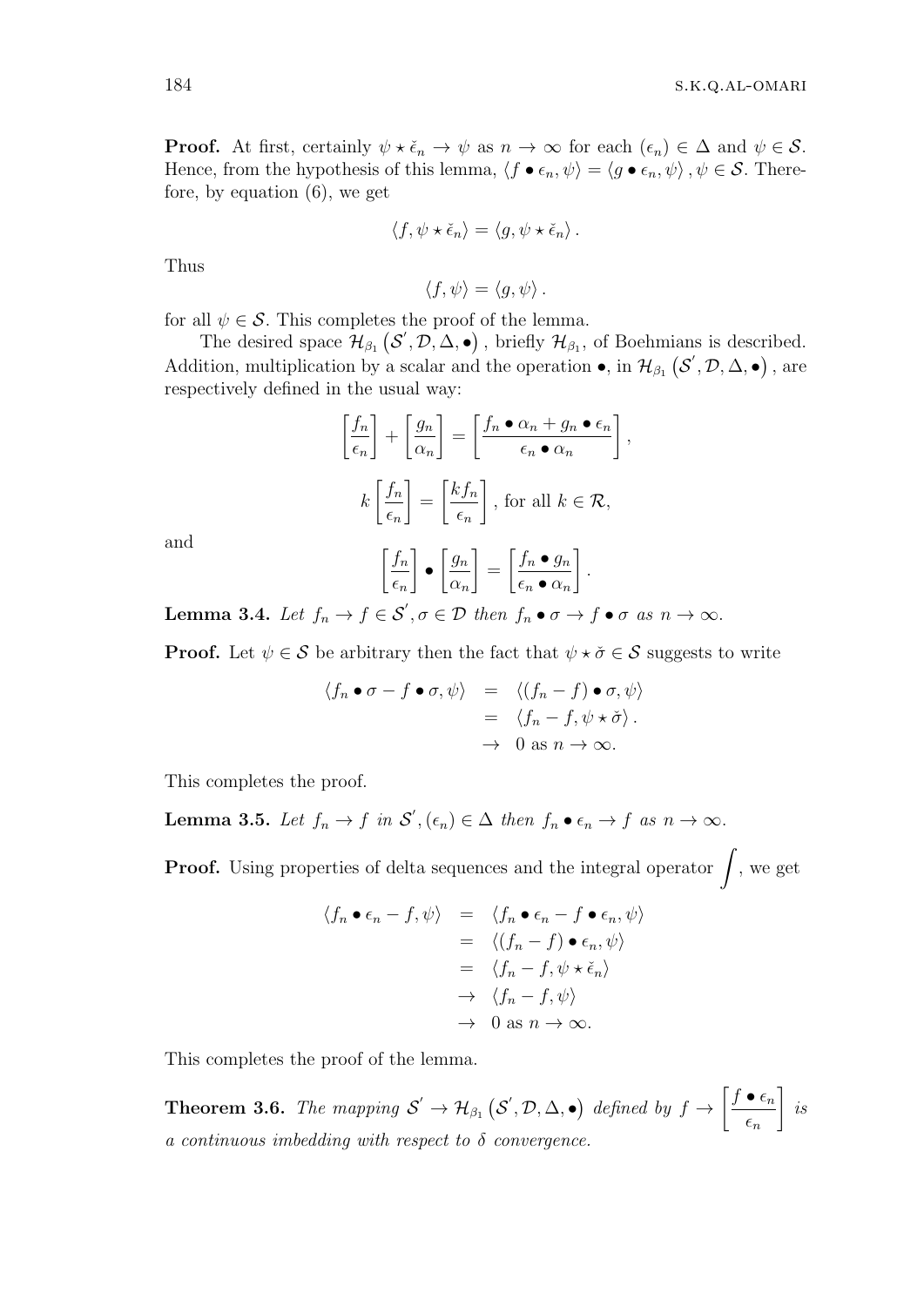**Proof.** At first, certainly $\psi \star \check{\epsilon}_n \to \psi$ as $n \to \infty$ for each $(\epsilon_n) \in \Delta$ and $\psi \in \mathcal{S}$. Hence, from the hypothesis of this lemma, $\langle f \bullet \epsilon_n, \psi \rangle = \langle g \bullet \epsilon_n, \psi \rangle, \psi \in \mathcal{S}$. Therefore, by equation (6), we get

$$\langle f, \psi \star \check{\epsilon}_n \rangle = \langle g, \psi \star \check{\epsilon}_n \rangle .$$

Thus

$$\langle f, \psi \rangle = \langle g, \psi \rangle .$$

for all $\psi \in \mathcal{S}$. This completes the proof of the lemma.

The desired space $\mathcal{H}_{\beta_1}\left(\mathcal{S}', \mathcal{D}, \Delta, \bullet\right)$, briefly $\mathcal{H}_{\beta_1}$, of Boehmians is described. Addition, multiplication by a scalar and the operation $\bullet$, in $\mathcal{H}_{\beta_1}\left(\mathcal{S}', \mathcal{D}, \Delta, \bullet\right)$, are respectively defined in the usual way:

$$\left[\frac{f_n}{\epsilon_n}\right] + \left[\frac{g_n}{\alpha_n}\right] = \left[\frac{f_n \bullet \alpha_n + g_n \bullet \epsilon_n}{\epsilon_n \bullet \alpha_n}\right],$$

$$k\left[\frac{f_n}{\epsilon_n}\right] = \left[\frac{k f_n}{\epsilon_n}\right], \text{ for all } k \in \mathcal{R},$$

and

$$\left[\frac{f_n}{\epsilon_n}\right] \bullet \left[\frac{g_n}{\alpha_n}\right] = \left[\frac{f_n \bullet g_n}{\epsilon_n \bullet \alpha_n}\right].$$

**Lemma 3.4.** *Let $f_n \to f \in \mathcal{S}', \sigma \in \mathcal{D}$ then $f_n \bullet \sigma \to f \bullet \sigma$ as $n \to \infty$.*

**Proof.** Let $\psi \in \mathcal{S}$ be arbitrary then the fact that $\psi \star \check{\sigma} \in \mathcal{S}$ suggests to write

$$\begin{aligned}
\langle f_n \bullet \sigma - f \bullet \sigma, \psi \rangle &= \langle (f_n - f) \bullet \sigma, \psi \rangle \\
&= \langle f_n - f, \psi \star \check{\sigma} \rangle . \\
&\to 0 \text{ as } n \to \infty.
\end{aligned}$$

This completes the proof.

**Lemma 3.5.** *Let $f_n \to f$ in $\mathcal{S}', (\epsilon_n) \in \Delta$ then $f_n \bullet \epsilon_n \to f$ as $n \to \infty$.*

**Proof.** Using properties of delta sequences and the integral operator $\int$, we get

$$\begin{aligned}
\langle f_n \bullet \epsilon_n - f, \psi \rangle &= \langle f_n \bullet \epsilon_n - f \bullet \epsilon_n, \psi \rangle \\
&= \langle (f_n - f) \bullet \epsilon_n, \psi \rangle \\
&= \langle f_n - f, \psi \star \check{\epsilon}_n \rangle \\
&\to \langle f_n - f, \psi \rangle \\
&\to 0 \text{ as } n \to \infty.
\end{aligned}$$

This completes the proof of the lemma.

**Theorem 3.6.** *The mapping $\mathcal{S}' \to \mathcal{H}_{\beta_1}\left(\mathcal{S}', \mathcal{D}, \Delta, \bullet\right)$ defined by $f \to \left[\frac{f \bullet \epsilon_n}{\epsilon_n}\right]$ is a continuous imbedding with respect to $\delta$ convergence.*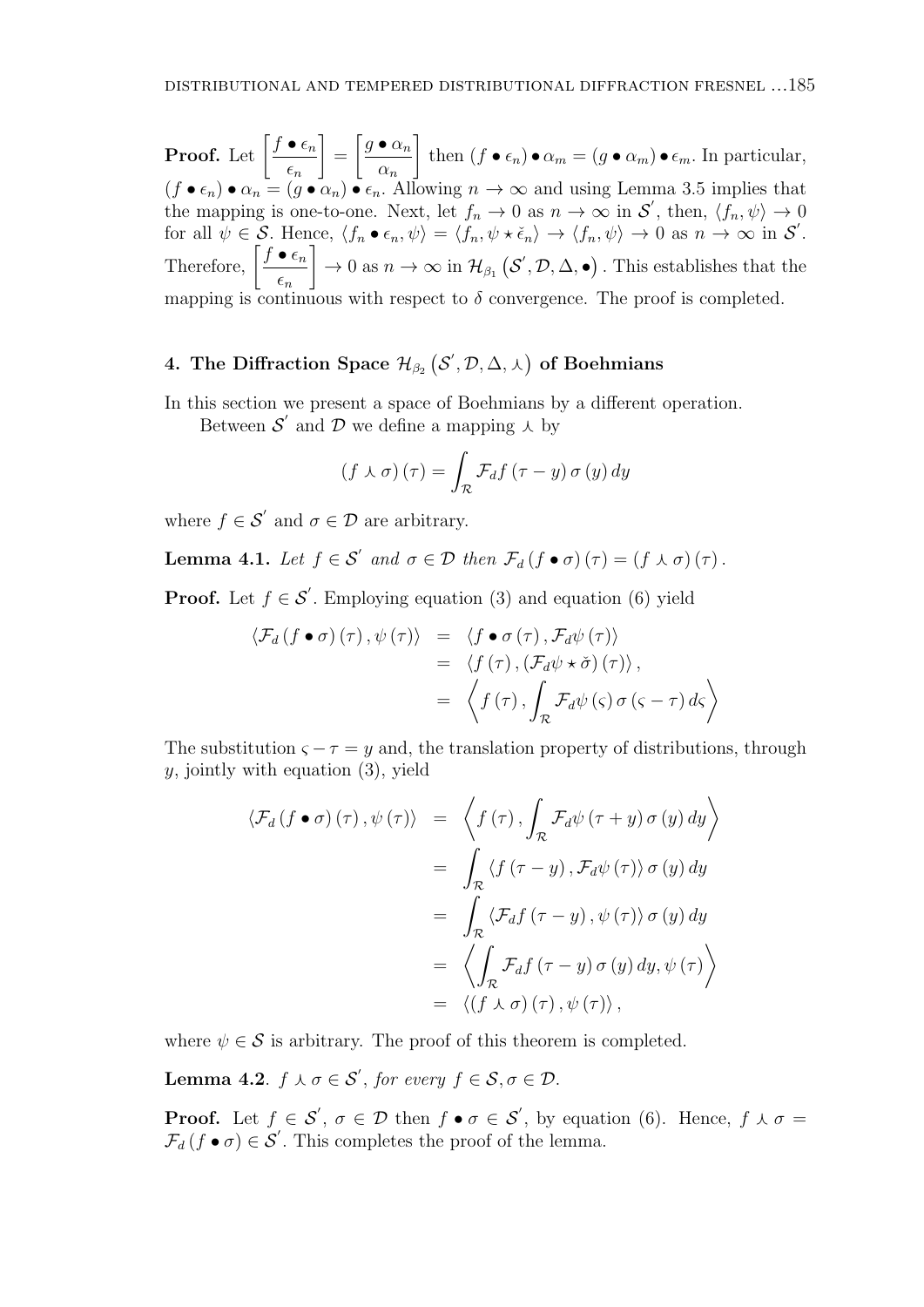**Proof.** Let $\left[\dfrac{f \bullet \epsilon_n}{\epsilon_n}\right] = \left[\dfrac{g \bullet \alpha_n}{\alpha_n}\right]$ then $(f \bullet \epsilon_n) \bullet \alpha_m = (g \bullet \alpha_m) \bullet \epsilon_m$. In particular, $(f \bullet \epsilon_n) \bullet \alpha_n = (g \bullet \alpha_n) \bullet \epsilon_n$. Allowing $n \to \infty$ and using Lemma 3.5 implies that the mapping is one-to-one. Next, let $f_n \to 0$ as $n \to \infty$ in $\mathcal{S}'$, then, $\langle f_n, \psi \rangle \to 0$ for all $\psi \in \mathcal{S}$. Hence, $\langle f_n \bullet \epsilon_n, \psi \rangle = \langle f_n, \psi \star \check{\epsilon}_n \rangle \to \langle f_n, \psi \rangle \to 0$ as $n \to \infty$ in $\mathcal{S}'$. Therefore, $\left[\dfrac{f \bullet \epsilon_n}{\epsilon_n}\right] \to 0$ as $n \to \infty$ in $\mathcal{H}_{\beta_1}\left(\mathcal{S}', \mathcal{D}, \Delta, \bullet\right)$. This establishes that the mapping is continuous with respect to $\delta$ convergence. The proof is completed.

## 4. The Diffraction Space $\mathcal{H}_{\beta_2}\left(\mathcal{S}', \mathcal{D}, \Delta, \curlywedge\right)$ of Boehmians

In this section we present a space of Boehmians by a different operation.

Between $\mathcal{S}'$ and $\mathcal{D}$ we define a mapping $\curlywedge$ by

$$(f \curlywedge \sigma)(\tau) = \int_{\mathcal{R}} \mathcal{F}_d f(\tau - y)\, \sigma(y)\, dy$$

where $f \in \mathcal{S}'$ and $\sigma \in \mathcal{D}$ are arbitrary.

**Lemma 4.1.** *Let $f \in \mathcal{S}'$ and $\sigma \in \mathcal{D}$ then $\mathcal{F}_d (f \bullet \sigma)(\tau) = (f \curlywedge \sigma)(\tau)$.*

**Proof.** Let $f \in \mathcal{S}'$. Employing equation (3) and equation (6) yield

$$\begin{aligned}
\langle \mathcal{F}_d (f \bullet \sigma)(\tau), \psi(\tau) \rangle &= \langle f \bullet \sigma(\tau), \mathcal{F}_d \psi(\tau) \rangle \\
&= \langle f(\tau), (\mathcal{F}_d \psi \star \check{\sigma})(\tau) \rangle, \\
&= \left\langle f(\tau), \int_{\mathcal{R}} \mathcal{F}_d \psi(\varsigma)\, \sigma(\varsigma - \tau)\, d\varsigma \right\rangle
\end{aligned}$$

The substitution $\varsigma - \tau = y$ and, the translation property of distributions, through $y$, jointly with equation (3), yield

$$\begin{aligned}
\langle \mathcal{F}_d (f \bullet \sigma)(\tau), \psi(\tau) \rangle &= \left\langle f(\tau), \int_{\mathcal{R}} \mathcal{F}_d \psi(\tau + y)\, \sigma(y)\, dy \right\rangle \\
&= \int_{\mathcal{R}} \langle f(\tau - y), \mathcal{F}_d \psi(\tau) \rangle\, \sigma(y)\, dy \\
&= \int_{\mathcal{R}} \langle \mathcal{F}_d f(\tau - y), \psi(\tau) \rangle\, \sigma(y)\, dy \\
&= \left\langle \int_{\mathcal{R}} \mathcal{F}_d f(\tau - y)\, \sigma(y)\, dy, \psi(\tau) \right\rangle \\
&= \langle (f \curlywedge \sigma)(\tau), \psi(\tau) \rangle,
\end{aligned}$$

where $\psi \in \mathcal{S}$ is arbitrary. The proof of this theorem is completed.

**Lemma 4.2**. *$f \curlywedge \sigma \in \mathcal{S}'$, for every $f \in \mathcal{S}, \sigma \in \mathcal{D}$.*

**Proof.** Let $f \in \mathcal{S}'$, $\sigma \in \mathcal{D}$ then $f \bullet \sigma \in \mathcal{S}'$, by equation (6). Hence, $f \curlywedge \sigma = \mathcal{F}_d (f \bullet \sigma) \in \mathcal{S}'$. This completes the proof of the lemma.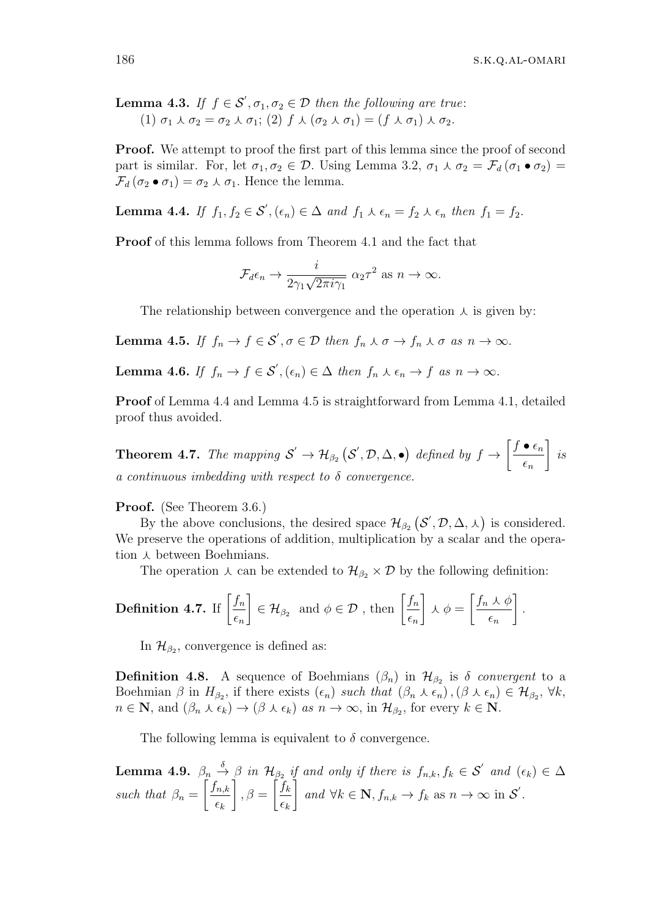**Lemma 4.3.** *If $f \in \mathcal{S}', \sigma_1, \sigma_2 \in \mathcal{D}$ then the following are true*:
(1) $\sigma_1 \curlywedge \sigma_2 = \sigma_2 \curlywedge \sigma_1$; (2) $f \curlywedge (\sigma_2 \curlywedge \sigma_1) = (f \curlywedge \sigma_1) \curlywedge \sigma_2$.

**Proof.** We attempt to proof the first part of this lemma since the proof of second part is similar. For, let $\sigma_1, \sigma_2 \in \mathcal{D}$. Using Lemma 3.2, $\sigma_1 \curlywedge \sigma_2 = \mathcal{F}_d (\sigma_1 \bullet \sigma_2) = \mathcal{F}_d (\sigma_2 \bullet \sigma_1) = \sigma_2 \curlywedge \sigma_1$. Hence the lemma.

**Lemma 4.4.** *If $f_1, f_2 \in \mathcal{S}', (\epsilon_n) \in \Delta$ and $f_1 \curlywedge \epsilon_n = f_2 \curlywedge \epsilon_n$ then $f_1 = f_2$.*

**Proof** of this lemma follows from Theorem 4.1 and the fact that

$$\mathcal{F}_d \epsilon_n \to \frac{i}{2\gamma_1 \sqrt{2\pi i \gamma_1}} \, \alpha_2 \tau^2 \text{ as } n \to \infty.$$

The relationship between convergence and the operation $\curlywedge$ is given by:

**Lemma 4.5.** *If $f_n \to f \in \mathcal{S}', \sigma \in \mathcal{D}$ then $f_n \curlywedge \sigma \to f_n \curlywedge \sigma$ as $n \to \infty$.*

**Lemma 4.6.** *If $f_n \to f \in \mathcal{S}', (\epsilon_n) \in \Delta$ then $f_n \curlywedge \epsilon_n \to f$ as $n \to \infty$.*

**Proof** of Lemma 4.4 and Lemma 4.5 is straightforward from Lemma 4.1, detailed proof thus avoided.

**Theorem 4.7.** *The mapping $\mathcal{S}' \to \mathcal{H}_{\beta_2} (\mathcal{S}', \mathcal{D}, \Delta, \bullet)$ defined by $f \to \left[ \frac{f \bullet \epsilon_n}{\epsilon_n} \right]$ is a continuous imbedding with respect to $\delta$ convergence.*

**Proof.** (See Theorem 3.6.)

By the above conclusions, the desired space $\mathcal{H}_{\beta_2} (\mathcal{S}', \mathcal{D}, \Delta, \curlywedge)$ is considered. We preserve the operations of addition, multiplication by a scalar and the operation $\curlywedge$ between Boehmians.

The operation $\curlywedge$ can be extended to $\mathcal{H}_{\beta_2} \times \mathcal{D}$ by the following definition:

**Definition 4.7.** If $\left[ \frac{f_n}{\epsilon_n} \right] \in \mathcal{H}_{\beta_2}$ and $\phi \in \mathcal{D}$ , then $\left[ \frac{f_n}{\epsilon_n} \right] \curlywedge \phi = \left[ \frac{f_n \curlywedge \phi}{\epsilon_n} \right]$.

In $\mathcal{H}_{\beta_2}$, convergence is defined as:

**Definition 4.8.** A sequence of Boehmians $(\beta_n)$ in $\mathcal{H}_{\beta_2}$ is *$\delta$ convergent* to a Boehmian $\beta$ in $H_{\beta_2}$, if there exists $(\epsilon_n)$ *such that* $(\beta_n \curlywedge \epsilon_n), (\beta \curlywedge \epsilon_n) \in \mathcal{H}_{\beta_2}$, $\forall k$, $n \in \mathbf{N}$, and $(\beta_n \curlywedge \epsilon_k) \to (\beta \curlywedge \epsilon_k)$ *as* $n \to \infty$, in $\mathcal{H}_{\beta_2}$, for every $k \in \mathbf{N}$.

The following lemma is equivalent to $\delta$ convergence.

**Lemma 4.9.** *$\beta_n \xrightarrow{\delta} \beta$ in $\mathcal{H}_{\beta_2}$ if and only if there is $f_{n,k}, f_k \in \mathcal{S}'$ and $(\epsilon_k) \in \Delta$ such that $\beta_n = \left[ \frac{f_{n,k}}{\epsilon_k} \right], \beta = \left[ \frac{f_k}{\epsilon_k} \right]$ and $\forall k \in \mathbf{N}, f_{n,k} \to f_k$ as $n \to \infty$ in $\mathcal{S}'$.*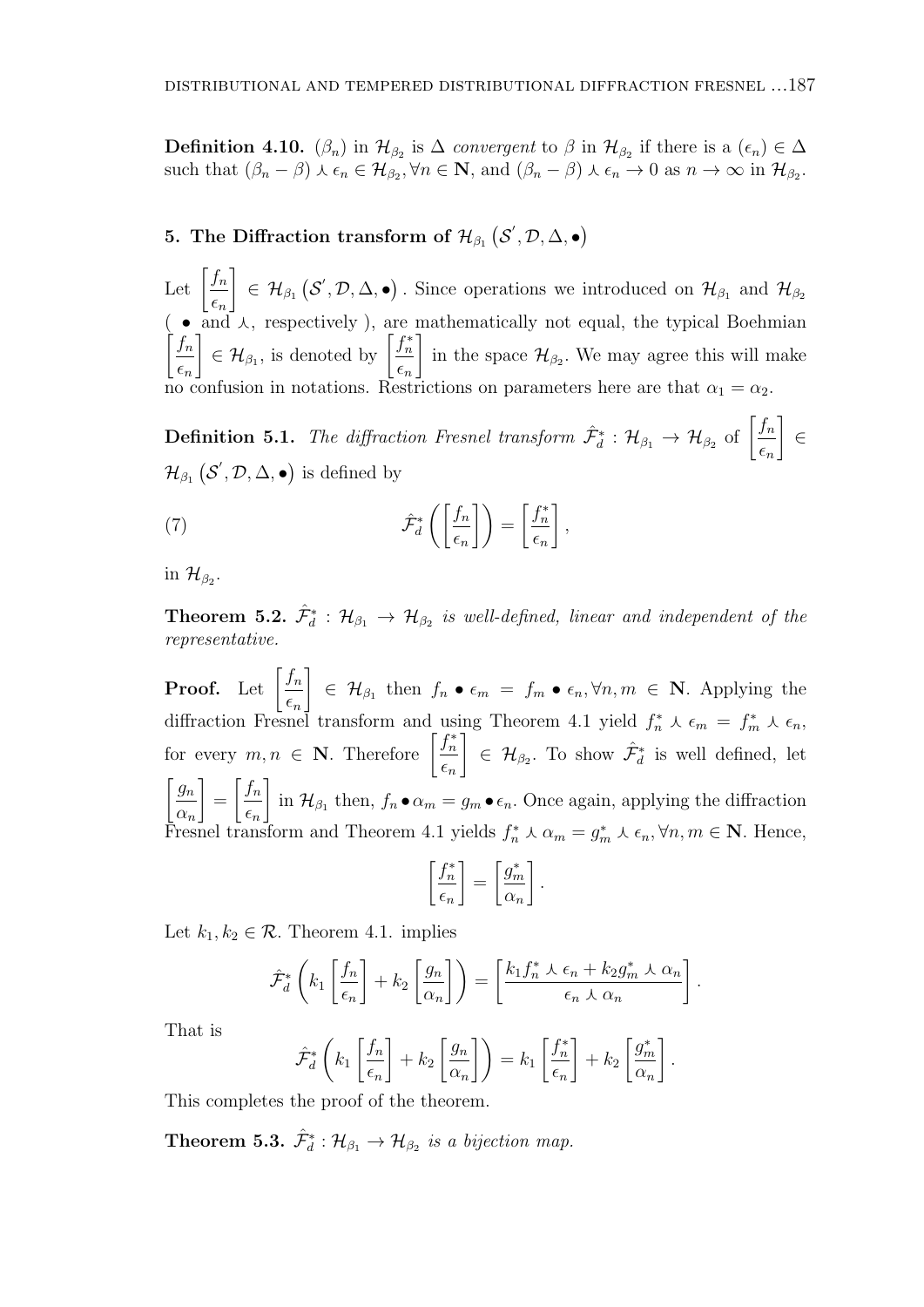**Definition 4.10.** $(\beta_n)$ in $\mathcal{H}_{\beta_2}$ is $\Delta$ *convergent* to $\beta$ in $\mathcal{H}_{\beta_2}$ if there is a $(\epsilon_n) \in \Delta$ such that $(\beta_n - \beta) \curlywedge \epsilon_n \in \mathcal{H}_{\beta_2}, \forall n \in \mathbf{N}$, and $(\beta_n - \beta) \curlywedge \epsilon_n \to 0$ as $n \to \infty$ in $\mathcal{H}_{\beta_2}$.

## 5. The Diffraction transform of $\mathcal{H}_{\beta_1}\left(\mathcal{S}', \mathcal{D}, \Delta, \bullet\right)$

Let $\left[\dfrac{f_n}{\epsilon_n}\right] \in \mathcal{H}_{\beta_1}\left(\mathcal{S}', \mathcal{D}, \Delta, \bullet\right)$. Since operations we introduced on $\mathcal{H}_{\beta_1}$ and $\mathcal{H}_{\beta_2}$ ( $\bullet$ and $\curlywedge$, respectively ), are mathematically not equal, the typical Boehmian $\left[\dfrac{f_n}{\epsilon_n}\right] \in \mathcal{H}_{\beta_1}$, is denoted by $\left[\dfrac{f_n^*}{\epsilon_n}\right]$ in the space $\mathcal{H}_{\beta_2}$. We may agree this will make no confusion in notations. Restrictions on parameters here are that $\alpha_1 = \alpha_2$.

**Definition 5.1.** *The diffraction Fresnel transform* $\hat{\mathcal{F}}_d^* : \mathcal{H}_{\beta_1} \to \mathcal{H}_{\beta_2}$ *of* $\left[\dfrac{f_n}{\epsilon_n}\right] \in \mathcal{H}_{\beta_1}\left(\mathcal{S}', \mathcal{D}, \Delta, \bullet\right)$ *is defined by*

$$\hat{\mathcal{F}}_d^*\left(\left[\frac{f_n}{\epsilon_n}\right]\right) = \left[\frac{f_n^*}{\epsilon_n}\right], \tag{7}$$

in $\mathcal{H}_{\beta_2}$.

**Theorem 5.2.** $\hat{\mathcal{F}}_d^* : \mathcal{H}_{\beta_1} \to \mathcal{H}_{\beta_2}$ *is well-defined, linear and independent of the representative.*

**Proof.** Let $\left[\dfrac{f_n}{\epsilon_n}\right] \in \mathcal{H}_{\beta_1}$ then $f_n \bullet \epsilon_m = f_m \bullet \epsilon_n, \forall n, m \in \mathbf{N}$. Applying the diffraction Fresnel transform and using Theorem 4.1 yield $f_n^* \curlywedge \epsilon_m = f_m^* \curlywedge \epsilon_n$, for every $m, n \in \mathbf{N}$. Therefore $\left[\dfrac{f_n^*}{\epsilon_n}\right] \in \mathcal{H}_{\beta_2}$. To show $\hat{\mathcal{F}}_d^*$ is well defined, let $\left[\dfrac{g_n}{\alpha_n}\right] = \left[\dfrac{f_n}{\epsilon_n}\right]$ in $\mathcal{H}_{\beta_1}$ then, $f_n \bullet \alpha_m = g_m \bullet \epsilon_n$. Once again, applying the diffraction Fresnel transform and Theorem 4.1 yields $f_n^* \curlywedge \alpha_m = g_m^* \curlywedge \epsilon_n, \forall n, m \in \mathbf{N}$. Hence,

$$\left[\frac{f_n^*}{\epsilon_n}\right] = \left[\frac{g_m^*}{\alpha_n}\right].$$

Let $k_1, k_2 \in \mathcal{R}$. Theorem 4.1. implies

$$\hat{\mathcal{F}}_d^*\left(k_1\left[\frac{f_n}{\epsilon_n}\right] + k_2\left[\frac{g_n}{\alpha_n}\right]\right) = \left[\frac{k_1 f_n^* \curlywedge \epsilon_n + k_2 g_m^* \curlywedge \alpha_n}{\epsilon_n \curlywedge \alpha_n}\right].$$

That is

$$\hat{\mathcal{F}}_d^*\left(k_1\left[\frac{f_n}{\epsilon_n}\right] + k_2\left[\frac{g_n}{\alpha_n}\right]\right) = k_1\left[\frac{f_n^*}{\epsilon_n}\right] + k_2\left[\frac{g_m^*}{\alpha_n}\right].$$

This completes the proof of the theorem.

**Theorem 5.3.** $\hat{\mathcal{F}}_d^* : \mathcal{H}_{\beta_1} \to \mathcal{H}_{\beta_2}$ *is a bijection map.*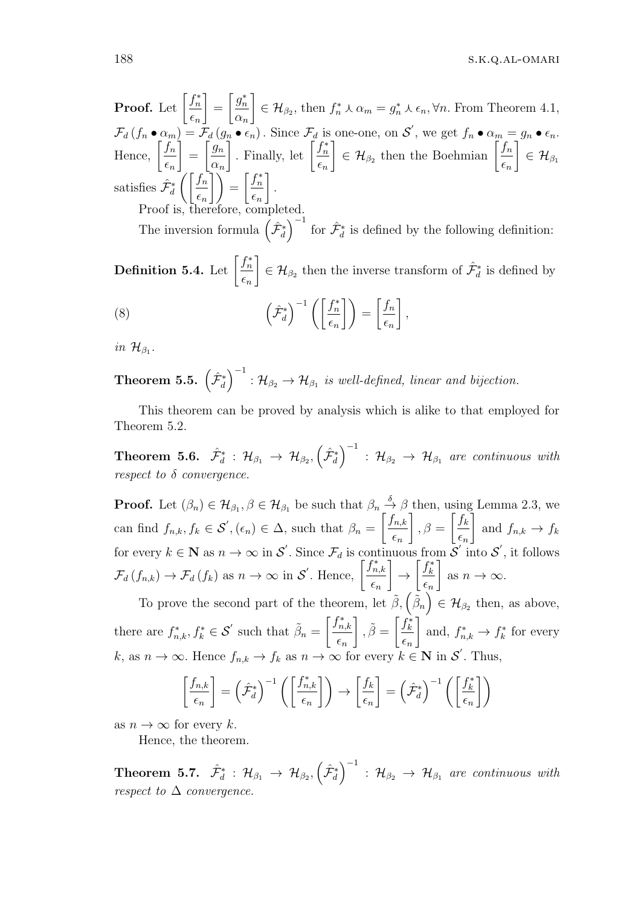**Proof.** Let $\left[\frac{f_n^*}{\epsilon_n}\right] = \left[\frac{g_n^*}{\alpha_n}\right] \in \mathcal{H}_{\beta_2}$, then $f_n^* \curlywedge \alpha_m = g_n^* \curlywedge \epsilon_n, \forall n$. From Theorem 4.1, $\mathcal{F}_d\left(f_n \bullet \alpha_m\right) = \mathcal{F}_d\left(g_n \bullet \epsilon_n\right)$. Since $\mathcal{F}_d$ is one-one, on $\mathcal{S}'$, we get $f_n \bullet \alpha_m = g_n \bullet \epsilon_n$. Hence, $\left[\frac{f_n}{\epsilon_n}\right] = \left[\frac{g_n}{\alpha_n}\right]$. Finally, let $\left[\frac{f_n^*}{\epsilon_n}\right] \in \mathcal{H}_{\beta_2}$ then the Boehmian $\left[\frac{f_n}{\epsilon_n}\right] \in \mathcal{H}_{\beta_1}$ satisfies $\hat{\mathcal{F}}_d^*\left(\left[\frac{f_n}{\epsilon_n}\right]\right) = \left[\frac{f_n^*}{\epsilon_n}\right]$.

Proof is, therefore, completed.

The inversion formula $\left(\hat{\mathcal{F}}_d^*\right)^{-1}$ for $\hat{\mathcal{F}}_d^*$ is defined by the following definition:

**Definition 5.4.** Let $\left[\frac{f_n^*}{\epsilon_n}\right] \in \mathcal{H}_{\beta_2}$ then the inverse transform of $\hat{\mathcal{F}}_d^*$ is defined by

$$\left(\hat{\mathcal{F}}_d^*\right)^{-1}\left(\left[\frac{f_n^*}{\epsilon_n}\right]\right) = \left[\frac{f_n}{\epsilon_n}\right], \tag{8}$$

*in* $\mathcal{H}_{\beta_1}$.

**Theorem 5.5.** $\left(\hat{\mathcal{F}}_d^*\right)^{-1} : \mathcal{H}_{\beta_2} \to \mathcal{H}_{\beta_1}$ *is well-defined, linear and bijection.*

This theorem can be proved by analysis which is alike to that employed for Theorem 5.2.

**Theorem 5.6.** $\hat{\mathcal{F}}_d^* : \mathcal{H}_{\beta_1} \to \mathcal{H}_{\beta_2}, \left(\hat{\mathcal{F}}_d^*\right)^{-1} : \mathcal{H}_{\beta_2} \to \mathcal{H}_{\beta_1}$ *are continuous with respect to* $\delta$ *convergence.*

**Proof.** Let $(\beta_n) \in \mathcal{H}_{\beta_1}, \beta \in \mathcal{H}_{\beta_1}$ be such that $\beta_n \xrightarrow{\delta} \beta$ then, using Lemma 2.3, we can find $f_{n,k}, f_k \in \mathcal{S}', (\epsilon_n) \in \Delta$, such that $\beta_n = \left[\frac{f_{n,k}}{\epsilon_n}\right], \beta = \left[\frac{f_k}{\epsilon_n}\right]$ and $f_{n,k} \to f_k$ for every $k \in \mathbf{N}$ as $n \to \infty$ in $\mathcal{S}'$. Since $\mathcal{F}_d$ is continuous from $\mathcal{S}'$ into $\mathcal{S}'$, it follows $\mathcal{F}_d\left(f_{n,k}\right) \to \mathcal{F}_d\left(f_k\right)$ as $n \to \infty$ in $\mathcal{S}'$. Hence, $\left[\frac{f_{n,k}^*}{\epsilon_n}\right] \to \left[\frac{f_k^*}{\epsilon_n}\right]$ as $n \to \infty$.

To prove the second part of the theorem, let $\tilde{\beta}, \left(\tilde{\beta}_n\right) \in \mathcal{H}_{\beta_2}$ then, as above, there are $f_{n,k}^*, f_k^* \in \mathcal{S}'$ such that $\tilde{\beta}_n = \left[\frac{f_{n,k}^*}{\epsilon_n}\right], \tilde{\beta} = \left[\frac{f_k^*}{\epsilon_n}\right]$ and, $f_{n,k}^* \to f_k^*$ for every $k$, as $n \to \infty$. Hence $f_{n,k} \to f_k$ as $n \to \infty$ for every $k \in \mathbf{N}$ in $\mathcal{S}'$. Thus,

$$\left[\frac{f_{n,k}}{\epsilon_n}\right] = \left(\hat{\mathcal{F}}_d^*\right)^{-1}\left(\left[\frac{f_{n,k}^*}{\epsilon_n}\right]\right) \to \left[\frac{f_k}{\epsilon_n}\right] = \left(\hat{\mathcal{F}}_d^*\right)^{-1}\left(\left[\frac{f_k^*}{\epsilon_n}\right]\right)$$

as $n \to \infty$ for every $k$.

Hence, the theorem.

**Theorem 5.7.** $\hat{\mathcal{F}}_d^* : \mathcal{H}_{\beta_1} \to \mathcal{H}_{\beta_2}, \left(\hat{\mathcal{F}}_d^*\right)^{-1} : \mathcal{H}_{\beta_2} \to \mathcal{H}_{\beta_1}$ *are continuous with respect to* $\Delta$ *convergence.*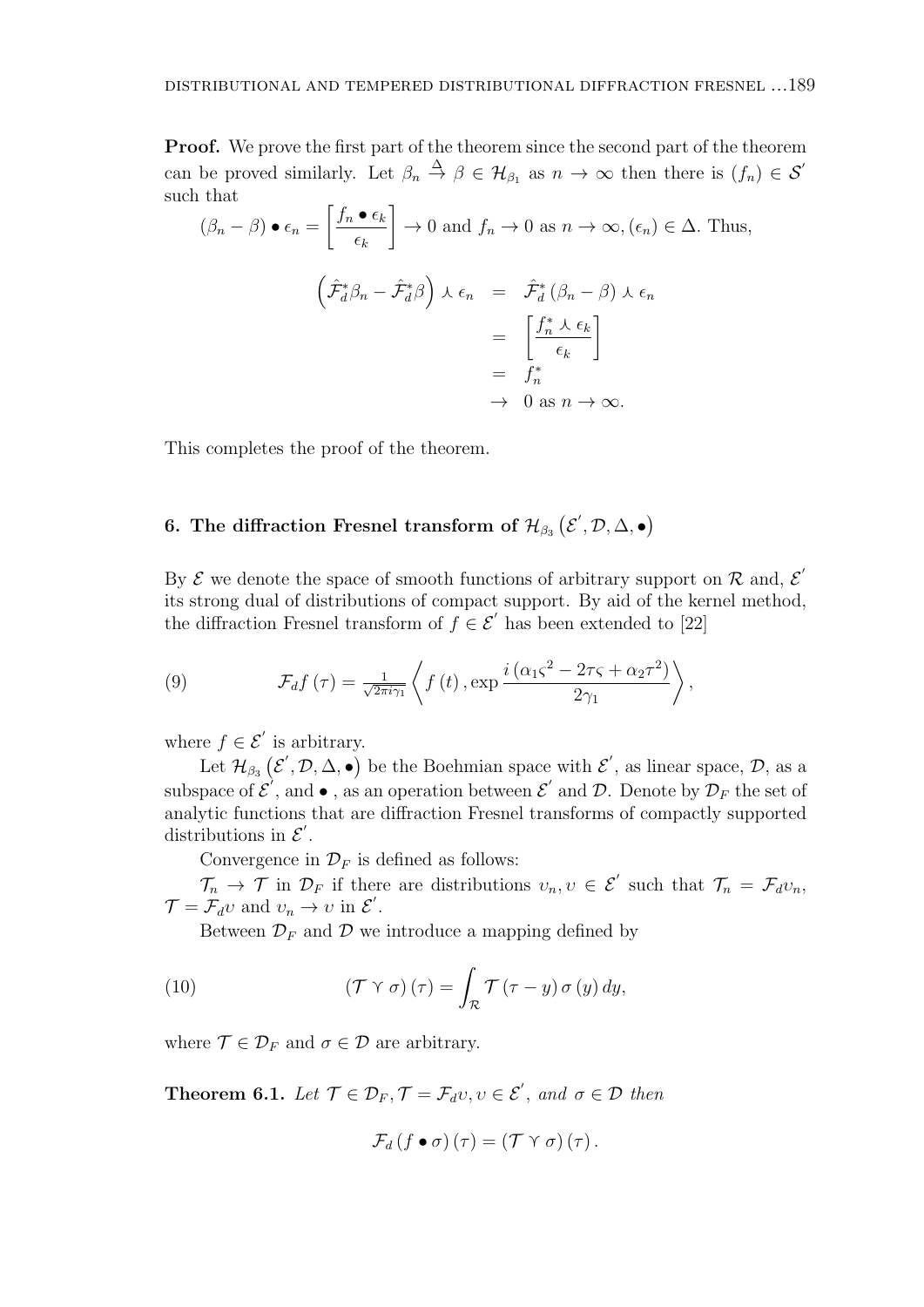**Proof.** We prove the first part of the theorem since the second part of the theorem can be proved similarly. Let $\beta_n \overset{\Delta}{\to} \beta \in \mathcal{H}_{\beta_1}$ as $n \to \infty$ then there is $(f_n) \in \mathcal{S}'$ such that

$$(\beta_n - \beta) \bullet \epsilon_n = \left[\frac{f_n \bullet \epsilon_k}{\epsilon_k}\right] \to 0 \text{ and } f_n \to 0 \text{ as } n \to \infty, (\epsilon_n) \in \Delta. \text{ Thus,}$$

$$\begin{aligned}
\left(\hat{\mathcal{F}}_d^* \beta_n - \hat{\mathcal{F}}_d^* \beta\right) \curlywedge \epsilon_n &= \hat{\mathcal{F}}_d^* \left(\beta_n - \beta\right) \curlywedge \epsilon_n \\
&= \left[\frac{f_n^* \curlywedge \epsilon_k}{\epsilon_k}\right] \\
&= f_n^* \\
&\to 0 \text{ as } n \to \infty.
\end{aligned}$$

This completes the proof of the theorem.

## 6. The diffraction Fresnel transform of $\mathcal{H}_{\beta_3}\left(\mathcal{E}', \mathcal{D}, \Delta, \bullet\right)$

By $\mathcal{E}$ we denote the space of smooth functions of arbitrary support on $\mathcal{R}$ and, $\mathcal{E}'$ its strong dual of distributions of compact support. By aid of the kernel method, the diffraction Fresnel transform of $f \in \mathcal{E}'$ has been extended to [22]

$$\mathcal{F}_d f(\tau) = \tfrac{1}{\sqrt{2\pi i \gamma_1}} \left\langle f(t), \exp \frac{i\left(\alpha_1 \varsigma^2 - 2\tau\varsigma + \alpha_2 \tau^2\right)}{2\gamma_1}\right\rangle, \tag{9}$$

where $f \in \mathcal{E}'$ is arbitrary.

Let $\mathcal{H}_{\beta_3}\left(\mathcal{E}', \mathcal{D}, \Delta, \bullet\right)$ be the Boehmian space with $\mathcal{E}'$, as linear space, $\mathcal{D}$, as a subspace of $\mathcal{E}'$, and $\bullet$ , as an operation between $\mathcal{E}'$ and $\mathcal{D}$. Denote by $\mathcal{D}_F$ the set of analytic functions that are diffraction Fresnel transforms of compactly supported distributions in $\mathcal{E}'$.

Convergence in $\mathcal{D}_F$ is defined as follows:

$\mathcal{T}_n \to \mathcal{T}$ in $\mathcal{D}_F$ if there are distributions $\upsilon_n, \upsilon \in \mathcal{E}'$ such that $\mathcal{T}_n = \mathcal{F}_d \upsilon_n$, $\mathcal{T} = \mathcal{F}_d \upsilon$ and $\upsilon_n \to \upsilon$ in $\mathcal{E}'$.

Between $\mathcal{D}_F$ and $\mathcal{D}$ we introduce a mapping defined by

$$\left(\mathcal{T} \curlyvee \sigma\right)(\tau) = \int_{\mathcal{R}} \mathcal{T}(\tau - y)\, \sigma(y)\, dy, \tag{10}$$

where $\mathcal{T} \in \mathcal{D}_F$ and $\sigma \in \mathcal{D}$ are arbitrary.

**Theorem 6.1.** *Let $\mathcal{T} \in \mathcal{D}_F, \mathcal{T} = \mathcal{F}_d \upsilon, \upsilon \in \mathcal{E}'$, and $\sigma \in \mathcal{D}$ then*

$$\mathcal{F}_d\left(f \bullet \sigma\right)(\tau) = \left(\mathcal{T} \curlyvee \sigma\right)(\tau).$$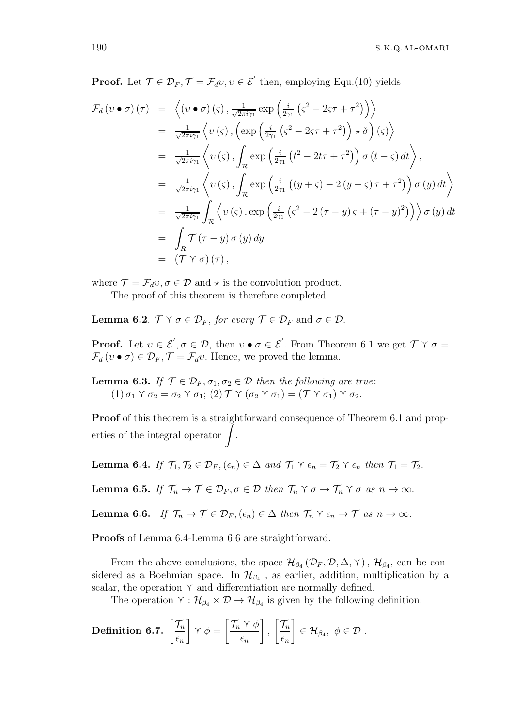**Proof.** Let $\mathcal{T} \in \mathcal{D}_F, \mathcal{T} = \mathcal{F}_d \upsilon, \upsilon \in \mathcal{E}'$ then, employing Equ.(10) yields

$$
\begin{aligned}
\mathcal{F}_d (\upsilon \bullet \sigma)(\tau) &= \left\langle (\upsilon \bullet \sigma)(\varsigma), \tfrac{1}{\sqrt{2\pi i \gamma_1}} \exp\left(\tfrac{i}{2\gamma_1}\left(\varsigma^2 - 2\varsigma\tau + \tau^2\right)\right)\right\rangle \\
&= \tfrac{1}{\sqrt{2\pi i \gamma_1}} \left\langle \upsilon(\varsigma), \left(\exp\left(\tfrac{i}{2\gamma_1}\left(\varsigma^2 - 2\varsigma\tau + \tau^2\right)\right) \star \check{\sigma}\right)(\varsigma)\right\rangle \\
&= \tfrac{1}{\sqrt{2\pi i \gamma_1}} \left\langle \upsilon(\varsigma), \int_{\mathcal{R}} \exp\left(\tfrac{i}{2\gamma_1}\left(t^2 - 2t\tau + \tau^2\right)\right) \sigma(t - \varsigma)\, dt \right\rangle, \\
&= \tfrac{1}{\sqrt{2\pi i \gamma_1}} \left\langle \upsilon(\varsigma), \int_{\mathcal{R}} \exp\left(\tfrac{i}{2\gamma_1}\left((y+\varsigma) - 2(y+\varsigma)\tau + \tau^2\right)\right) \sigma(y)\, dt \right\rangle \\
&= \tfrac{1}{\sqrt{2\pi i \gamma_1}} \int_{\mathcal{R}} \left\langle \upsilon(\varsigma), \exp\left(\tfrac{i}{2\gamma_1}\left(\varsigma^2 - 2(\tau - y)\varsigma + (\tau - y)^2\right)\right)\right\rangle \sigma(y)\, dt \\
&= \int_R \mathcal{T}(\tau - y)\, \sigma(y)\, dy \\
&= (\mathcal{T} \curlyvee \sigma)(\tau),
\end{aligned}
$$

where $\mathcal{T} = \mathcal{F}_d \upsilon, \sigma \in \mathcal{D}$ and $\star$ is the convolution product.

The proof of this theorem is therefore completed.

**Lemma 6.2**. $\mathcal{T} \curlyvee \sigma \in \mathcal{D}_F$, *for every* $\mathcal{T} \in \mathcal{D}_F$ and $\sigma \in \mathcal{D}$.

**Proof.** Let $\upsilon \in \mathcal{E}', \sigma \in \mathcal{D}$, then $\upsilon \bullet \sigma \in \mathcal{E}'$. From Theorem 6.1 we get $\mathcal{T} \curlyvee \sigma = \mathcal{F}_d(\upsilon \bullet \sigma) \in \mathcal{D}_F, \mathcal{T} = \mathcal{F}_d \upsilon$. Hence, we proved the lemma.

**Lemma 6.3.** *If* $\mathcal{T} \in \mathcal{D}_F, \sigma_1, \sigma_2 \in \mathcal{D}$ *then the following are true*:
$(1)\, \sigma_1 \curlyvee \sigma_2 = \sigma_2 \curlyvee \sigma_1$; $(2)\, \mathcal{T} \curlyvee (\sigma_2 \curlyvee \sigma_1) = (\mathcal{T} \curlyvee \sigma_1) \curlyvee \sigma_2$.

**Proof** of this theorem is a straightforward consequence of Theorem 6.1 and properties of the integral operator $\displaystyle\int$.

**Lemma 6.4.** *If* $\mathcal{T}_1, \mathcal{T}_2 \in \mathcal{D}_F, (\epsilon_n) \in \Delta$ *and* $\mathcal{T}_1 \curlyvee \epsilon_n = \mathcal{T}_2 \curlyvee \epsilon_n$ *then* $\mathcal{T}_1 = \mathcal{T}_2$.

**Lemma 6.5.** *If* $\mathcal{T}_n \to \mathcal{T} \in \mathcal{D}_F, \sigma \in \mathcal{D}$ *then* $\mathcal{T}_n \curlyvee \sigma \to \mathcal{T}_n \curlyvee \sigma$ *as* $n \to \infty$.

**Lemma 6.6.** *If* $\mathcal{T}_n \to \mathcal{T} \in \mathcal{D}_F, (\epsilon_n) \in \Delta$ *then* $\mathcal{T}_n \curlyvee \epsilon_n \to \mathcal{T}$ *as* $n \to \infty$.

**Proofs** of Lemma 6.4-Lemma 6.6 are straightforward.

From the above conclusions, the space $\mathcal{H}_{\beta_4}(\mathcal{D}_F, \mathcal{D}, \Delta, \curlyvee)$, $\mathcal{H}_{\beta_4}$, can be considered as a Boehmian space. In $\mathcal{H}_{\beta_4}$, as earlier, addition, multiplication by a scalar, the operation $\curlyvee$ and differentiation are normally defined.

The operation $\curlyvee : \mathcal{H}_{\beta_4} \times \mathcal{D} \to \mathcal{H}_{\beta_4}$ is given by the following definition:

**Definition 6.7.** $\left[\dfrac{\mathcal{T}_n}{\epsilon_n}\right] \curlyvee \phi = \left[\dfrac{\mathcal{T}_n \curlyvee \phi}{\epsilon_n}\right], \left[\dfrac{\mathcal{T}_n}{\epsilon_n}\right] \in \mathcal{H}_{\beta_4},\ \phi \in \mathcal{D}$ .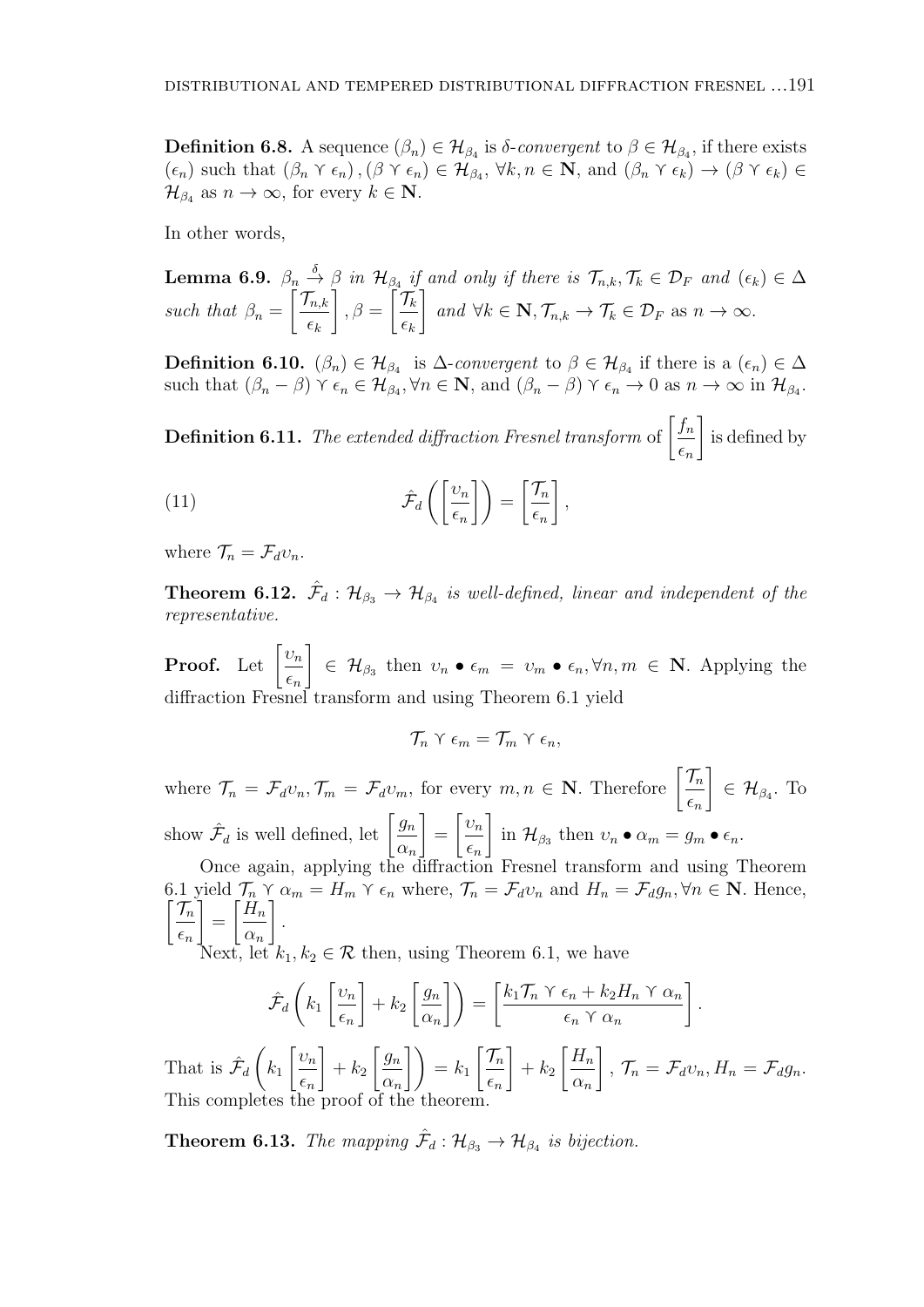**Definition 6.8.** A sequence $(\beta_n) \in \mathcal{H}_{\beta_4}$ is *δ-convergent* to $\beta \in \mathcal{H}_{\beta_4}$, if there exists $(\epsilon_n)$ such that $(\beta_n \curlyvee \epsilon_n), (\beta \curlyvee \epsilon_n) \in \mathcal{H}_{\beta_4}$, $\forall k, n \in \mathbf{N}$, and $(\beta_n \curlyvee \epsilon_k) \to (\beta \curlyvee \epsilon_k) \in \mathcal{H}_{\beta_4}$ as $n \to \infty$, for every $k \in \mathbf{N}$.

In other words,

**Lemma 6.9.** *$\beta_n \xrightarrow{\delta} \beta$ in $\mathcal{H}_{\beta_4}$ if and only if there is $\mathcal{T}_{n,k}, \mathcal{T}_k \in \mathcal{D}_F$ and $(\epsilon_k) \in \Delta$ such that $\beta_n = \left[\frac{\mathcal{T}_{n,k}}{\epsilon_k}\right], \beta = \left[\frac{\mathcal{T}_k}{\epsilon_k}\right]$ and $\forall k \in \mathbf{N}, \mathcal{T}_{n,k} \to \mathcal{T}_k \in \mathcal{D}_F$ as $n \to \infty$.*

**Definition 6.10.** $(\beta_n) \in \mathcal{H}_{\beta_4}$ is *Δ-convergent* to $\beta \in \mathcal{H}_{\beta_4}$ if there is a $(\epsilon_n) \in \Delta$ such that $(\beta_n - \beta) \curlyvee \epsilon_n \in \mathcal{H}_{\beta_4}, \forall n \in \mathbf{N}$, and $(\beta_n - \beta) \curlyvee \epsilon_n \to 0$ as $n \to \infty$ in $\mathcal{H}_{\beta_4}$.

**Definition 6.11.** *The extended diffraction Fresnel transform* of $\left[\frac{f_n}{\epsilon_n}\right]$ is defined by

$$\hat{\mathcal{F}}_d\left(\left[\frac{\upsilon_n}{\epsilon_n}\right]\right) = \left[\frac{\mathcal{T}_n}{\epsilon_n}\right], \tag{11}$$

where $\mathcal{T}_n = \mathcal{F}_d \upsilon_n$.

**Theorem 6.12.** *$\hat{\mathcal{F}}_d : \mathcal{H}_{\beta_3} \to \mathcal{H}_{\beta_4}$ is well-defined, linear and independent of the representative.*

**Proof.** Let $\left[\frac{\upsilon_n}{\epsilon_n}\right] \in \mathcal{H}_{\beta_3}$ then $\upsilon_n \bullet \epsilon_m = \upsilon_m \bullet \epsilon_n, \forall n, m \in \mathbf{N}$. Applying the diffraction Fresnel transform and using Theorem 6.1 yield

$$\mathcal{T}_n \curlyvee \epsilon_m = \mathcal{T}_m \curlyvee \epsilon_n,$$

where $\mathcal{T}_n = \mathcal{F}_d \upsilon_n, \mathcal{T}_m = \mathcal{F}_d \upsilon_m$, for every $m, n \in \mathbf{N}$. Therefore $\left[\frac{\mathcal{T}_n}{\epsilon_n}\right] \in \mathcal{H}_{\beta_4}$. To show $\hat{\mathcal{F}}_d$ is well defined, let $\left[\frac{g_n}{\alpha_n}\right] = \left[\frac{\upsilon_n}{\epsilon_n}\right]$ in $\mathcal{H}_{\beta_3}$ then $\upsilon_n \bullet \alpha_m = g_m \bullet \epsilon_n$.

Once again, applying the diffraction Fresnel transform and using Theorem 6.1 yield $\mathcal{T}_n \curlyvee \alpha_m = H_m \curlyvee \epsilon_n$ where, $\mathcal{T}_n = \mathcal{F}_d \upsilon_n$ and $H_n = \mathcal{F}_d g_n, \forall n \in \mathbf{N}$. Hence, $\left[\frac{\mathcal{T}_n}{\epsilon_n}\right] = \left[\frac{H_n}{\alpha_n}\right]$.

Next, let $k_1, k_2 \in \mathcal{R}$ then, using Theorem 6.1, we have

$$\hat{\mathcal{F}}_d\left(k_1\left[\frac{\upsilon_n}{\epsilon_n}\right] + k_2\left[\frac{g_n}{\alpha_n}\right]\right) = \left[\frac{k_1 \mathcal{T}_n \curlyvee \epsilon_n + k_2 H_n \curlyvee \alpha_n}{\epsilon_n \curlyvee \alpha_n}\right].$$

That is $\hat{\mathcal{F}}_d\left(k_1\left[\frac{\upsilon_n}{\epsilon_n}\right] + k_2\left[\frac{g_n}{\alpha_n}\right]\right) = k_1\left[\frac{\mathcal{T}_n}{\epsilon_n}\right] + k_2\left[\frac{H_n}{\alpha_n}\right]$, $\mathcal{T}_n = \mathcal{F}_d \upsilon_n, H_n = \mathcal{F}_d g_n$. This completes the proof of the theorem.

**Theorem 6.13.** *The mapping $\hat{\mathcal{F}}_d : \mathcal{H}_{\beta_3} \to \mathcal{H}_{\beta_4}$ is bijection.*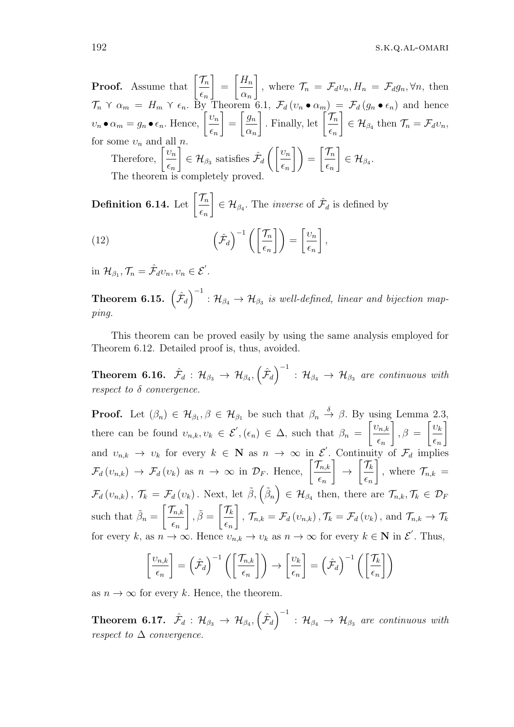**Proof.** Assume that $\left[\frac{\mathcal{T}_n}{\epsilon_n}\right] = \left[\frac{H_n}{\alpha_n}\right]$, where $\mathcal{T}_n = \mathcal{F}_d \upsilon_n, H_n = \mathcal{F}_d g_n, \forall n$, then $\mathcal{T}_n \curlyvee \alpha_m = H_m \curlyvee \epsilon_n$. By Theorem 6.1, $\mathcal{F}_d (\upsilon_n \bullet \alpha_m) = \mathcal{F}_d (g_n \bullet \epsilon_n)$ and hence $\upsilon_n \bullet \alpha_m = g_n \bullet \epsilon_n$. Hence, $\left[\frac{\upsilon_n}{\epsilon_n}\right] = \left[\frac{g_n}{\alpha_n}\right]$. Finally, let $\left[\frac{\mathcal{T}_n}{\epsilon_n}\right] \in \mathcal{H}_{\beta_4}$ then $\mathcal{T}_n = \mathcal{F}_d \upsilon_n$, for some $\upsilon_n$ and all $n$.

Therefore, $\left[\frac{\upsilon_n}{\epsilon_n}\right] \in \mathcal{H}_{\beta_3}$ satisfies $\hat{\mathcal{F}}_d\left(\left[\frac{\upsilon_n}{\epsilon_n}\right]\right) = \left[\frac{\mathcal{T}_n}{\epsilon_n}\right] \in \mathcal{H}_{\beta_4}$.

The theorem is completely proved.

**Definition 6.14.** Let $\left[\frac{\mathcal{T}_n}{\epsilon_n}\right] \in \mathcal{H}_{\beta_4}$. The *inverse* of $\hat{\mathcal{F}}_d$ is defined by

$$\left(\hat{\mathcal{F}}_d\right)^{-1}\left(\left[\frac{\mathcal{T}_n}{\epsilon_n}\right]\right) = \left[\frac{\upsilon_n}{\epsilon_n}\right], \tag{12}$$

in $\mathcal{H}_{\beta_1}, \mathcal{T}_n = \hat{\mathcal{F}}_d \upsilon_n, \upsilon_n \in \mathcal{E}'$.

**Theorem 6.15.** *$\left(\hat{\mathcal{F}}_d\right)^{-1} : \mathcal{H}_{\beta_4} \to \mathcal{H}_{\beta_3}$ is well-defined, linear and bijection mapping.*

This theorem can be proved easily by using the same analysis employed for Theorem 6.12. Detailed proof is, thus, avoided.

**Theorem 6.16.** *$\hat{\mathcal{F}}_d : \mathcal{H}_{\beta_3} \to \mathcal{H}_{\beta_4}, \left(\hat{\mathcal{F}}_d\right)^{-1} : \mathcal{H}_{\beta_4} \to \mathcal{H}_{\beta_3}$ are continuous with respect to $\delta$ convergence.*

**Proof.** Let $(\beta_n) \in \mathcal{H}_{\beta_1}, \beta \in \mathcal{H}_{\beta_1}$ be such that $\beta_n \xrightarrow{\delta} \beta$. By using Lemma 2.3, there can be found $\upsilon_{n,k}, \upsilon_k \in \mathcal{E}', (\epsilon_n) \in \Delta$, such that $\beta_n = \left[\frac{\upsilon_{n,k}}{\epsilon_n}\right], \beta = \left[\frac{\upsilon_k}{\epsilon_n}\right]$ and $\upsilon_{n,k} \to \upsilon_k$ for every $k \in \mathbf{N}$ as $n \to \infty$ in $\mathcal{E}'$. Continuity of $\mathcal{F}_d$ implies $\mathcal{F}_d(\upsilon_{n,k}) \to \mathcal{F}_d(\upsilon_k)$ as $n \to \infty$ in $\mathcal{D}_F$. Hence, $\left[\frac{\mathcal{T}_{n,k}}{\epsilon_n}\right] \to \left[\frac{\mathcal{T}_k}{\epsilon_n}\right]$, where $\mathcal{T}_{n,k} = \mathcal{F}_d(\upsilon_{n,k}), \ \mathcal{T}_k = \mathcal{F}_d(\upsilon_k)$. Next, let $\tilde{\beta}, \left(\tilde{\beta}_n\right) \in \mathcal{H}_{\beta_4}$ then, there are $\mathcal{T}_{n,k}, \mathcal{T}_k \in \mathcal{D}_F$ such that $\tilde{\beta}_n = \left[\frac{\mathcal{T}_{n,k}}{\epsilon_n}\right], \tilde{\beta} = \left[\frac{\mathcal{T}_k}{\epsilon_n}\right], \ \mathcal{T}_{n,k} = \mathcal{F}_d(\upsilon_{n,k}), \mathcal{T}_k = \mathcal{F}_d(\upsilon_k)$, and $\mathcal{T}_{n,k} \to \mathcal{T}_k$ for every $k$, as $n \to \infty$. Hence $\upsilon_{n,k} \to \upsilon_k$ as $n \to \infty$ for every $k \in \mathbf{N}$ in $\mathcal{E}'$. Thus,

$$\left[\frac{\upsilon_{n,k}}{\epsilon_n}\right] = \left(\hat{\mathcal{F}}_d\right)^{-1}\left(\left[\frac{\mathcal{T}_{n,k}}{\epsilon_n}\right]\right) \to \left[\frac{\upsilon_k}{\epsilon_n}\right] = \left(\hat{\mathcal{F}}_d\right)^{-1}\left(\left[\frac{\mathcal{T}_k}{\epsilon_n}\right]\right)$$

as $n \to \infty$ for every $k$. Hence, the theorem.

**Theorem 6.17.** *$\hat{\mathcal{F}}_d : \mathcal{H}_{\beta_3} \to \mathcal{H}_{\beta_4}, \left(\hat{\mathcal{F}}_d\right)^{-1} : \mathcal{H}_{\beta_4} \to \mathcal{H}_{\beta_3}$ are continuous with respect to $\Delta$ convergence.*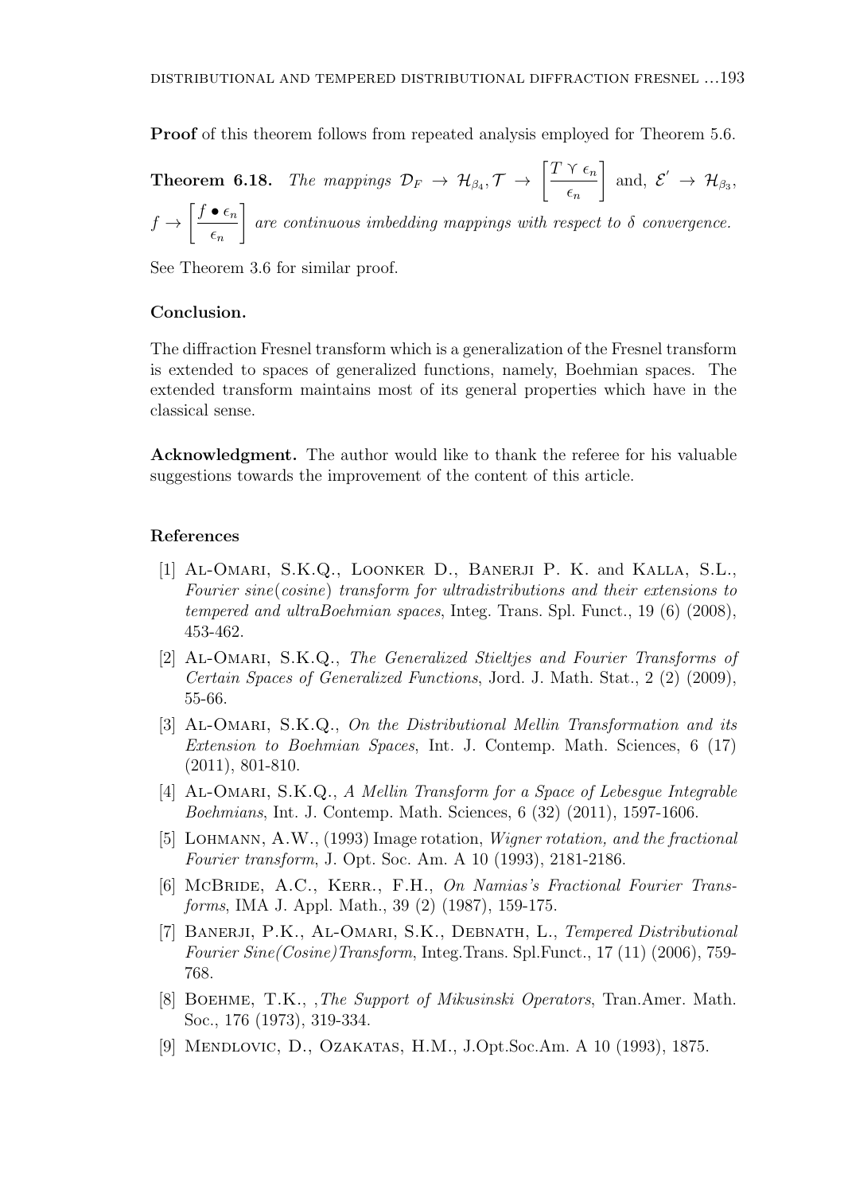**Proof** of this theorem follows from repeated analysis employed for Theorem 5.6.

**Theorem 6.18.** *The mappings* $\mathcal{D}_F \to \mathcal{H}_{\beta_4}, \mathcal{T} \to \left[\frac{T \curlyvee \epsilon_n}{\epsilon_n}\right]$ and, $\mathcal{E}' \to \mathcal{H}_{\beta_3}$, $f \to \left[\frac{f \bullet \epsilon_n}{\epsilon_n}\right]$ *are continuous imbedding mappings with respect to* $\delta$ *convergence.*

See Theorem 3.6 for similar proof.

**Conclusion.**

The diffraction Fresnel transform which is a generalization of the Fresnel transform is extended to spaces of generalized functions, namely, Boehmian spaces. The extended transform maintains most of its general properties which have in the classical sense.

**Acknowledgment.** The author would like to thank the referee for his valuable suggestions towards the improvement of the content of this article.

**References**

[1] Al-Omari, S.K.Q., Loonker D., Banerji P. K. and Kalla, S.L., *Fourier sine(cosine) transform for ultradistributions and their extensions to tempered and ultraBoehmian spaces*, Integ. Trans. Spl. Funct., 19 (6) (2008), 453-462.

[2] Al-Omari, S.K.Q., *The Generalized Stieltjes and Fourier Transforms of Certain Spaces of Generalized Functions*, Jord. J. Math. Stat., 2 (2) (2009), 55-66.

[3] Al-Omari, S.K.Q., *On the Distributional Mellin Transformation and its Extension to Boehmian Spaces*, Int. J. Contemp. Math. Sciences, 6 (17) (2011), 801-810.

[4] Al-Omari, S.K.Q., *A Mellin Transform for a Space of Lebesgue Integrable Boehmians*, Int. J. Contemp. Math. Sciences, 6 (32) (2011), 1597-1606.

[5] Lohmann, A.W., (1993) Image rotation, *Wigner rotation, and the fractional Fourier transform*, J. Opt. Soc. Am. A 10 (1993), 2181-2186.

[6] McBride, A.C., Kerr., F.H., *On Namias's Fractional Fourier Transforms*, IMA J. Appl. Math., 39 (2) (1987), 159-175.

[7] Banerji, P.K., Al-Omari, S.K., Debnath, L., *Tempered Distributional Fourier Sine(Cosine)Transform*, Integ.Trans. Spl.Funct., 17 (11) (2006), 759-768.

[8] Boehme, T.K., ,*The Support of Mikusinski Operators*, Tran.Amer. Math. Soc., 176 (1973), 319-334.

[9] Mendlovic, D., Ozakatas, H.M., J.Opt.Soc.Am. A 10 (1993), 1875.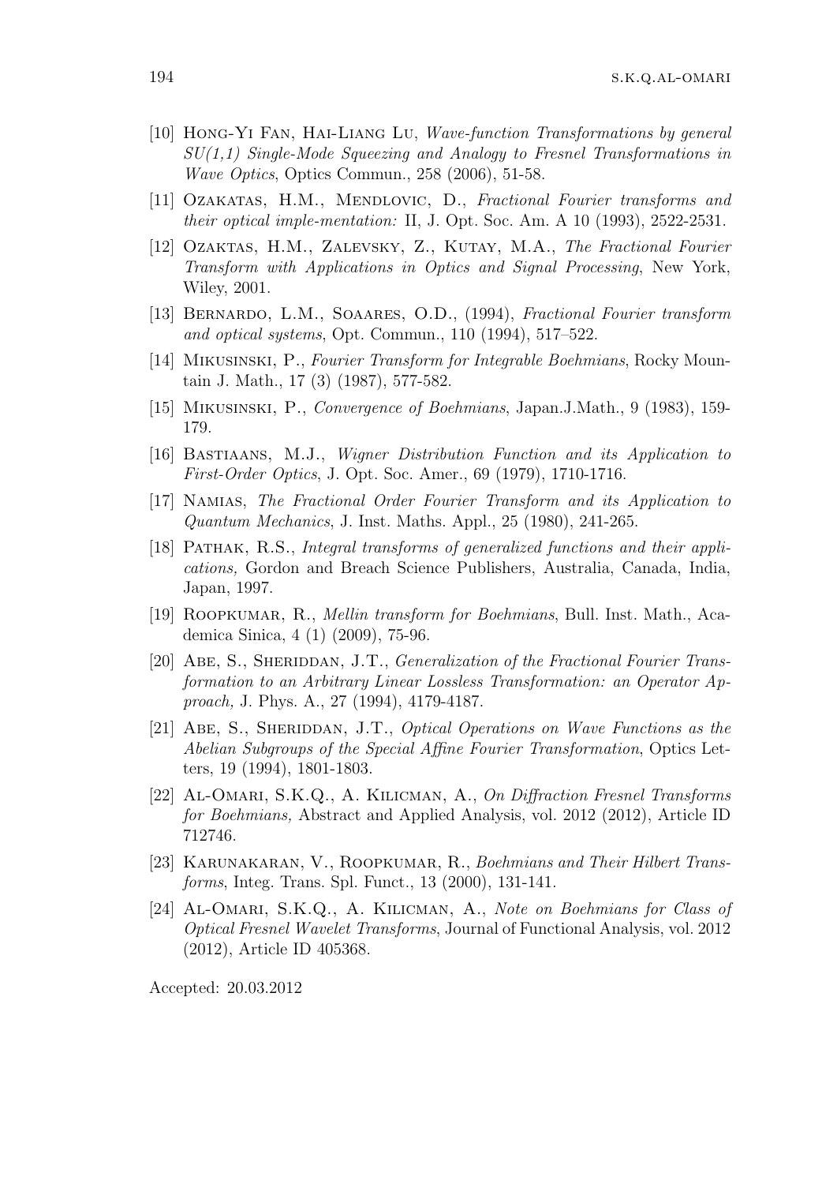[10] Hong-Yi Fan, Hai-Liang Lu, *Wave-function Transformations by general SU(1,1) Single-Mode Squeezing and Analogy to Fresnel Transformations in Wave Optics*, Optics Commun., 258 (2006), 51-58.

[11] Ozakatas, H.M., Mendlovic, D., *Fractional Fourier transforms and their optical imple-mentation:* II, J. Opt. Soc. Am. A 10 (1993), 2522-2531.

[12] Ozaktas, H.M., Zalevsky, Z., Kutay, M.A., *The Fractional Fourier Transform with Applications in Optics and Signal Processing*, New York, Wiley, 2001.

[13] Bernardo, L.M., Soaares, O.D., (1994), *Fractional Fourier transform and optical systems*, Opt. Commun., 110 (1994), 517–522.

[14] Mikusinski, P., *Fourier Transform for Integrable Boehmians*, Rocky Mountain J. Math., 17 (3) (1987), 577-582.

[15] Mikusinski, P., *Convergence of Boehmians*, Japan.J.Math., 9 (1983), 159-179.

[16] Bastiaans, M.J., *Wigner Distribution Function and its Application to First-Order Optics*, J. Opt. Soc. Amer., 69 (1979), 1710-1716.

[17] Namias, *The Fractional Order Fourier Transform and its Application to Quantum Mechanics*, J. Inst. Maths. Appl., 25 (1980), 241-265.

[18] Pathak, R.S., *Integral transforms of generalized functions and their applications,* Gordon and Breach Science Publishers, Australia, Canada, India, Japan, 1997.

[19] Roopkumar, R., *Mellin transform for Boehmians*, Bull. Inst. Math., Academica Sinica, 4 (1) (2009), 75-96.

[20] Abe, S., Sheriddan, J.T., *Generalization of the Fractional Fourier Transformation to an Arbitrary Linear Lossless Transformation: an Operator Approach,* J. Phys. A., 27 (1994), 4179-4187.

[21] Abe, S., Sheriddan, J.T., *Optical Operations on Wave Functions as the Abelian Subgroups of the Special Affine Fourier Transformation*, Optics Letters, 19 (1994), 1801-1803.

[22] Al-Omari, S.K.Q., A. Kilicman, A., *On Diffraction Fresnel Transforms for Boehmians,* Abstract and Applied Analysis, vol. 2012 (2012), Article ID 712746.

[23] Karunakaran, V., Roopkumar, R., *Boehmians and Their Hilbert Transforms*, Integ. Trans. Spl. Funct., 13 (2000), 131-141.

[24] Al-Omari, S.K.Q., A. Kilicman, A., *Note on Boehmians for Class of Optical Fresnel Wavelet Transforms*, Journal of Functional Analysis, vol. 2012 (2012), Article ID 405368.

Accepted: 20.03.2012